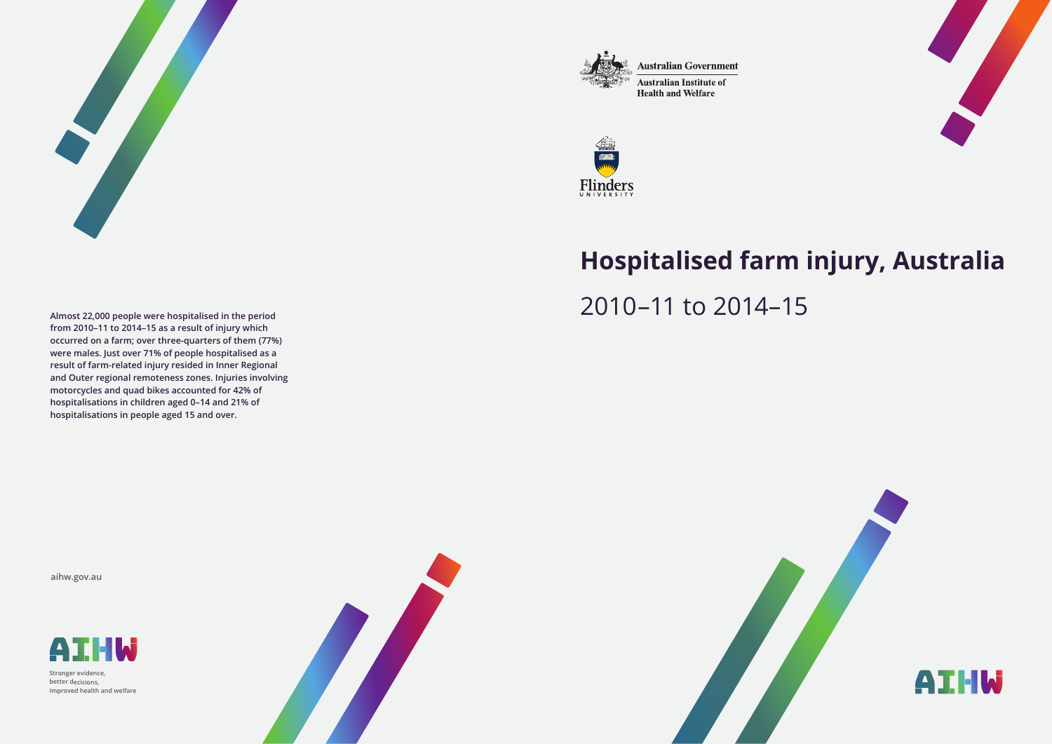Australian Government

Australian Institute of Health and Welfare

Flinders University

# Hospitalised farm injury, Australia

## 2010–11 to 2014–15

**Almost 22,000 people were hospitalised in the period from 2010–11 to 2014–15 as a result of injury which occurred on a farm; over three-quarters of them (77%) were males. Just over 71% of people hospitalised as a result of farm-related injury resided in Inner Regional and Outer regional remoteness zones. Injuries involving motorcycles and quad bikes accounted for 42% of hospitalisations in children aged 0–14 and 21% of hospitalisations in people aged 15 and over.**

aihw.gov.au

AIHW

Stronger evidence, better decisions, improved health and welfare

AIHW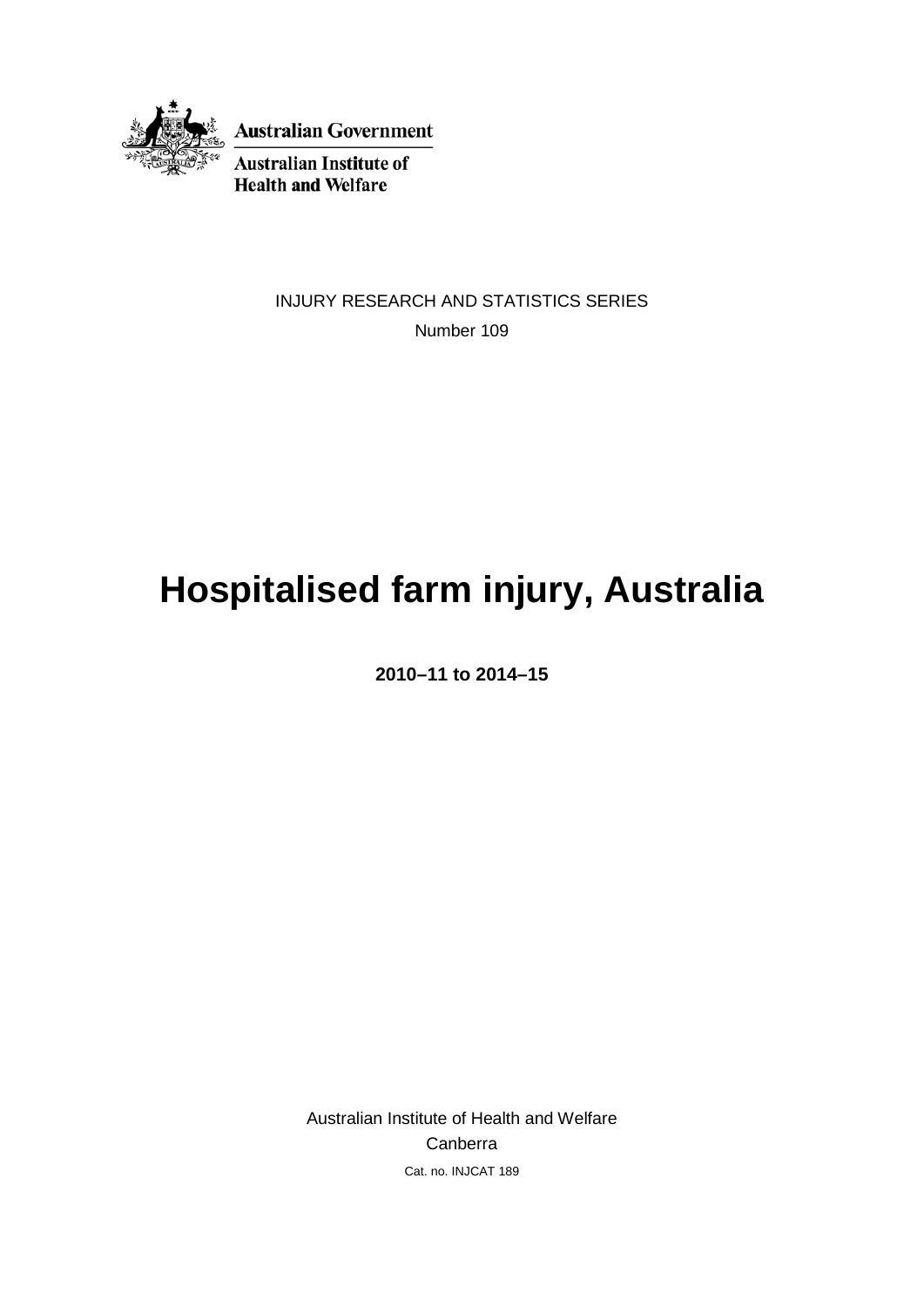Australian Government

Australian Institute of Health and Welfare

INJURY RESEARCH AND STATISTICS SERIES

Number 109

# Hospitalised farm injury, Australia

**2010–11 to 2014–15**

Australian Institute of Health and Welfare

Canberra

Cat. no. INJCAT 189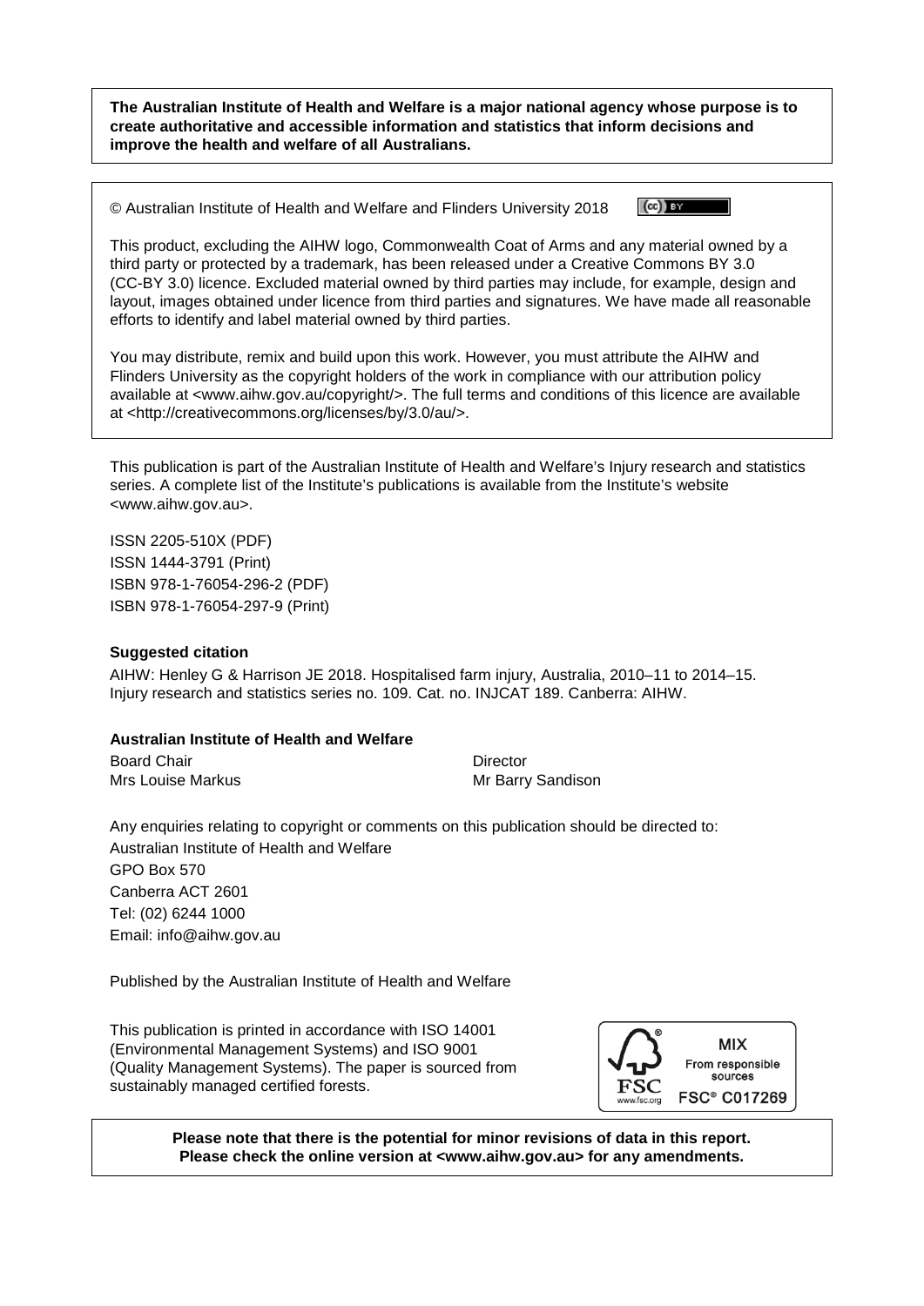**The Australian Institute of Health and Welfare is a major national agency whose purpose is to create authoritative and accessible information and statistics that inform decisions and improve the health and welfare of all Australians.**

© Australian Institute of Health and Welfare and Flinders University 2018

This product, excluding the AIHW logo, Commonwealth Coat of Arms and any material owned by a third party or protected by a trademark, has been released under a Creative Commons BY 3.0 (CC-BY 3.0) licence. Excluded material owned by third parties may include, for example, design and layout, images obtained under licence from third parties and signatures. We have made all reasonable efforts to identify and label material owned by third parties.

You may distribute, remix and build upon this work. However, you must attribute the AIHW and Flinders University as the copyright holders of the work in compliance with our attribution policy available at <www.aihw.gov.au/copyright/>. The full terms and conditions of this licence are available at <http://creativecommons.org/licenses/by/3.0/au/>.

This publication is part of the Australian Institute of Health and Welfare's Injury research and statistics series. A complete list of the Institute's publications is available from the Institute's website <www.aihw.gov.au>.

ISSN 2205-510X (PDF)
ISSN 1444-3791 (Print)
ISBN 978-1-76054-296-2 (PDF)
ISBN 978-1-76054-297-9 (Print)

**Suggested citation**

AIHW: Henley G & Harrison JE 2018. Hospitalised farm injury, Australia, 2010–11 to 2014–15. Injury research and statistics series no. 109. Cat. no. INJCAT 189. Canberra: AIHW.

**Australian Institute of Health and Welfare**

Board Chair
Mrs Louise Markus

Director
Mr Barry Sandison

Any enquiries relating to copyright or comments on this publication should be directed to:
Australian Institute of Health and Welfare
GPO Box 570
Canberra ACT 2601
Tel: (02) 6244 1000
Email: info@aihw.gov.au

Published by the Australian Institute of Health and Welfare

This publication is printed in accordance with ISO 14001 (Environmental Management Systems) and ISO 9001 (Quality Management Systems). The paper is sourced from sustainably managed certified forests.

MIX
From responsible sources
FSC® C017269

**Please note that there is the potential for minor revisions of data in this report. Please check the online version at <www.aihw.gov.au> for any amendments.**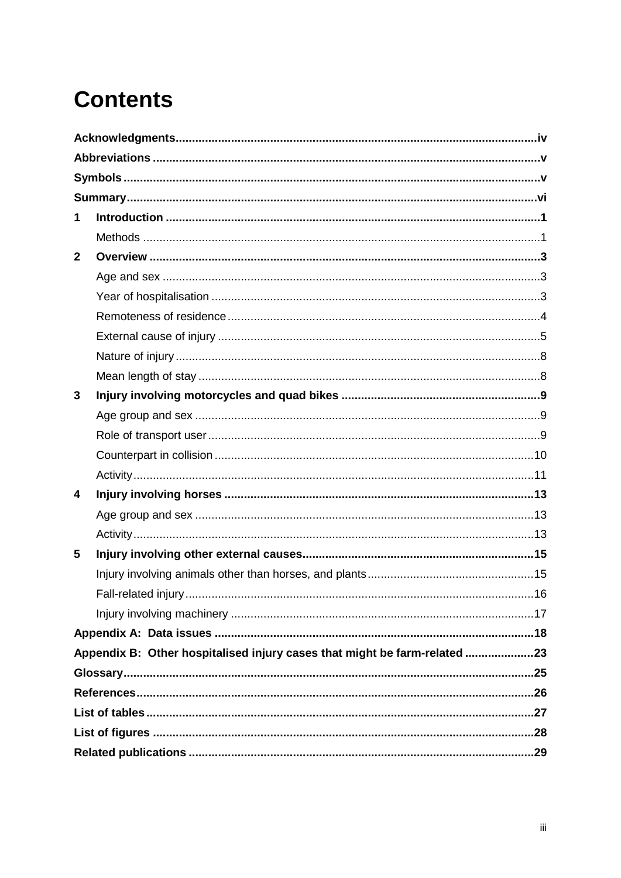# Contents

**Acknowledgments** .................................................................................................... **iv**

**Abbreviations** .................................................................................................... **v**

**Symbols** .................................................................................................... **v**

**Summary** .................................................................................................... **vi**

**1 Introduction** .................................................................................................... **1**

Methods .................................................................................................... 1

**2 Overview** .................................................................................................... **3**

Age and sex .................................................................................................... 3

Year of hospitalisation .................................................................................................... 3

Remoteness of residence .................................................................................................... 4

External cause of injury .................................................................................................... 5

Nature of injury .................................................................................................... 8

Mean length of stay .................................................................................................... 8

**3 Injury involving motorcycles and quad bikes** .................................................................................................... **9**

Age group and sex .................................................................................................... 9

Role of transport user .................................................................................................... 9

Counterpart in collision .................................................................................................... 10

Activity .................................................................................................... 11

**4 Injury involving horses** .................................................................................................... **13**

Age group and sex .................................................................................................... 13

Activity .................................................................................................... 13

**5 Injury involving other external causes** .................................................................................................... **15**

Injury involving animals other than horses, and plants .................................................................................................... 15

Fall-related injury .................................................................................................... 16

Injury involving machinery .................................................................................................... 17

**Appendix A: Data issues** .................................................................................................... **18**

**Appendix B: Other hospitalised injury cases that might be farm-related** .................................................................................................... **23**

**Glossary** .................................................................................................... **25**

**References** .................................................................................................... **26**

**List of tables** .................................................................................................... **27**

**List of figures** .................................................................................................... **28**

**Related publications** .................................................................................................... **29**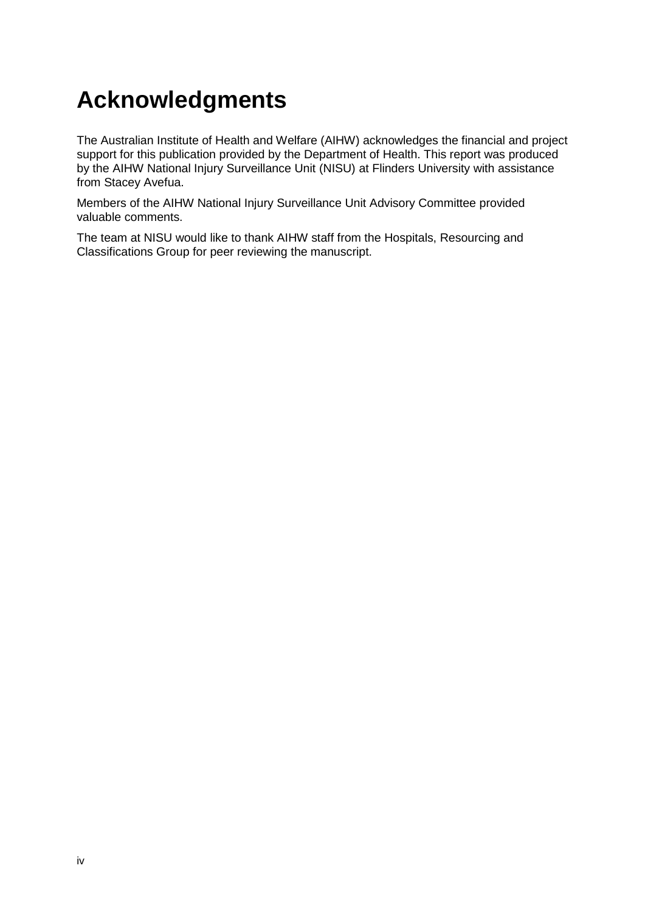# Acknowledgments

The Australian Institute of Health and Welfare (AIHW) acknowledges the financial and project support for this publication provided by the Department of Health. This report was produced by the AIHW National Injury Surveillance Unit (NISU) at Flinders University with assistance from Stacey Avefua.

Members of the AIHW National Injury Surveillance Unit Advisory Committee provided valuable comments.

The team at NISU would like to thank AIHW staff from the Hospitals, Resourcing and Classifications Group for peer reviewing the manuscript.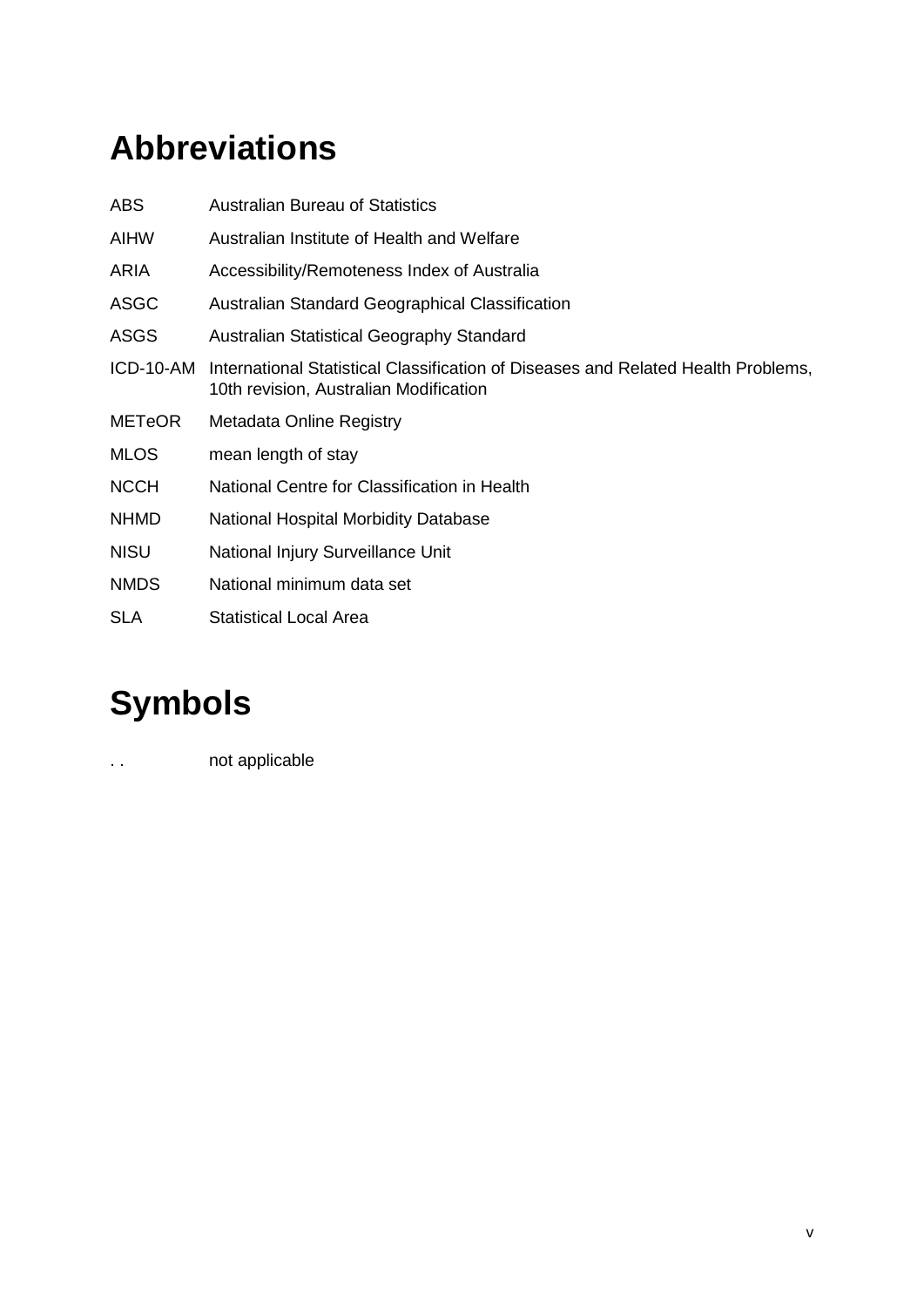# Abbreviations

| | |
|---|---|
| ABS | Australian Bureau of Statistics |
| AIHW | Australian Institute of Health and Welfare |
| ARIA | Accessibility/Remoteness Index of Australia |
| ASGC | Australian Standard Geographical Classification |
| ASGS | Australian Statistical Geography Standard |
| ICD-10-AM | International Statistical Classification of Diseases and Related Health Problems, 10th revision, Australian Modification |
| METeOR | Metadata Online Registry |
| MLOS | mean length of stay |
| NCCH | National Centre for Classification in Health |
| NHMD | National Hospital Morbidity Database |
| NISU | National Injury Surveillance Unit |
| NMDS | National minimum data set |
| SLA | Statistical Local Area |

# Symbols

| | |
|---|---|
| . . | not applicable |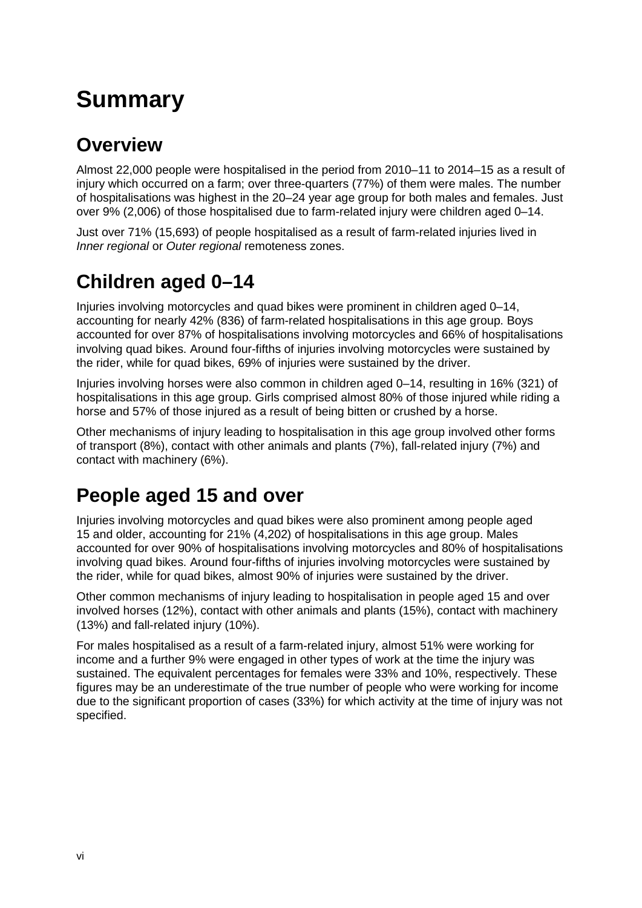# Summary

## Overview

Almost 22,000 people were hospitalised in the period from 2010–11 to 2014–15 as a result of injury which occurred on a farm; over three-quarters (77%) of them were males. The number of hospitalisations was highest in the 20–24 year age group for both males and females. Just over 9% (2,006) of those hospitalised due to farm-related injury were children aged 0–14.

Just over 71% (15,693) of people hospitalised as a result of farm-related injuries lived in *Inner regional* or *Outer regional* remoteness zones.

## Children aged 0–14

Injuries involving motorcycles and quad bikes were prominent in children aged 0–14, accounting for nearly 42% (836) of farm-related hospitalisations in this age group. Boys accounted for over 87% of hospitalisations involving motorcycles and 66% of hospitalisations involving quad bikes. Around four-fifths of injuries involving motorcycles were sustained by the rider, while for quad bikes, 69% of injuries were sustained by the driver.

Injuries involving horses were also common in children aged 0–14, resulting in 16% (321) of hospitalisations in this age group. Girls comprised almost 80% of those injured while riding a horse and 57% of those injured as a result of being bitten or crushed by a horse.

Other mechanisms of injury leading to hospitalisation in this age group involved other forms of transport (8%), contact with other animals and plants (7%), fall-related injury (7%) and contact with machinery (6%).

## People aged 15 and over

Injuries involving motorcycles and quad bikes were also prominent among people aged 15 and older, accounting for 21% (4,202) of hospitalisations in this age group. Males accounted for over 90% of hospitalisations involving motorcycles and 80% of hospitalisations involving quad bikes. Around four-fifths of injuries involving motorcycles were sustained by the rider, while for quad bikes, almost 90% of injuries were sustained by the driver.

Other common mechanisms of injury leading to hospitalisation in people aged 15 and over involved horses (12%), contact with other animals and plants (15%), contact with machinery (13%) and fall-related injury (10%).

For males hospitalised as a result of a farm-related injury, almost 51% were working for income and a further 9% were engaged in other types of work at the time the injury was sustained. The equivalent percentages for females were 33% and 10%, respectively. These figures may be an underestimate of the true number of people who were working for income due to the significant proportion of cases (33%) for which activity at the time of injury was not specified.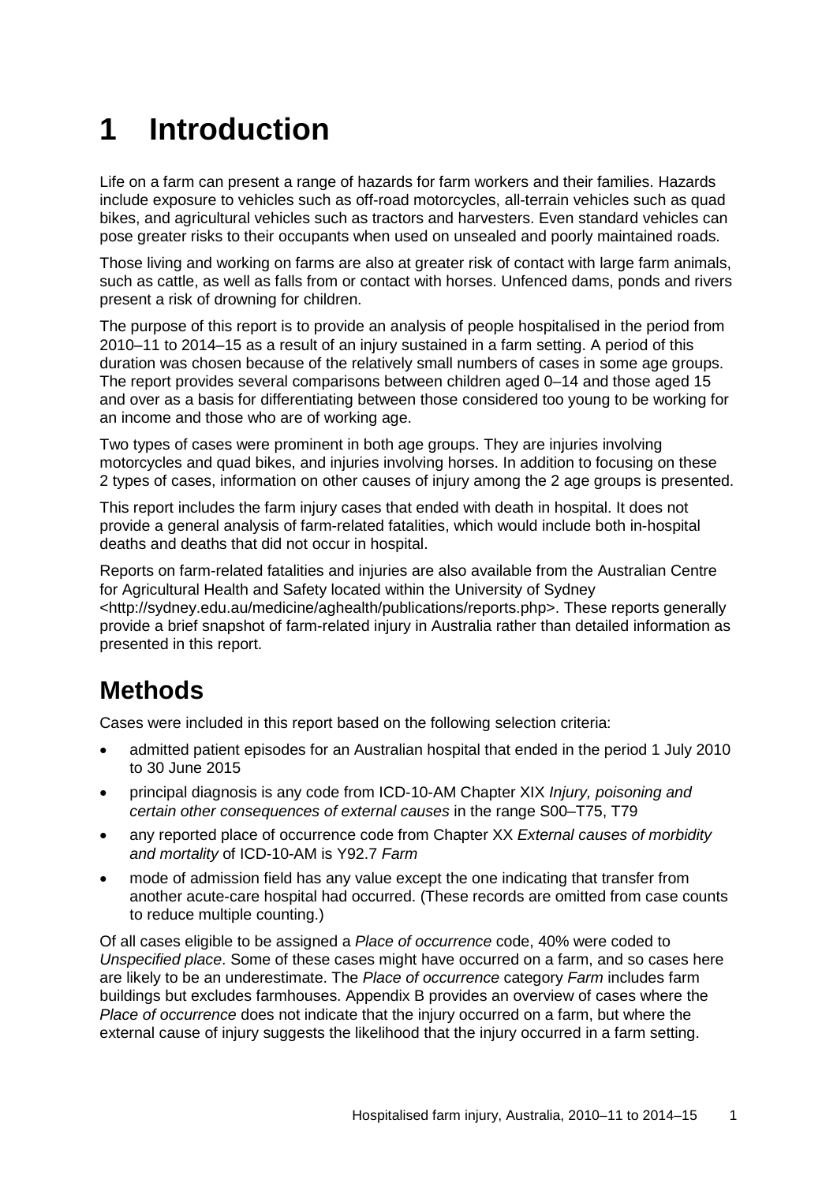# 1 Introduction

Life on a farm can present a range of hazards for farm workers and their families. Hazards include exposure to vehicles such as off-road motorcycles, all-terrain vehicles such as quad bikes, and agricultural vehicles such as tractors and harvesters. Even standard vehicles can pose greater risks to their occupants when used on unsealed and poorly maintained roads.

Those living and working on farms are also at greater risk of contact with large farm animals, such as cattle, as well as falls from or contact with horses. Unfenced dams, ponds and rivers present a risk of drowning for children.

The purpose of this report is to provide an analysis of people hospitalised in the period from 2010–11 to 2014–15 as a result of an injury sustained in a farm setting. A period of this duration was chosen because of the relatively small numbers of cases in some age groups. The report provides several comparisons between children aged 0–14 and those aged 15 and over as a basis for differentiating between those considered too young to be working for an income and those who are of working age.

Two types of cases were prominent in both age groups. They are injuries involving motorcycles and quad bikes, and injuries involving horses. In addition to focusing on these 2 types of cases, information on other causes of injury among the 2 age groups is presented.

This report includes the farm injury cases that ended with death in hospital. It does not provide a general analysis of farm-related fatalities, which would include both in-hospital deaths and deaths that did not occur in hospital.

Reports on farm-related fatalities and injuries are also available from the Australian Centre for Agricultural Health and Safety located within the University of Sydney <http://sydney.edu.au/medicine/aghealth/publications/reports.php>. These reports generally provide a brief snapshot of farm-related injury in Australia rather than detailed information as presented in this report.

## Methods

Cases were included in this report based on the following selection criteria:

- admitted patient episodes for an Australian hospital that ended in the period 1 July 2010 to 30 June 2015
- principal diagnosis is any code from ICD-10-AM Chapter XIX *Injury, poisoning and certain other consequences of external causes* in the range S00–T75, T79
- any reported place of occurrence code from Chapter XX *External causes of morbidity and mortality* of ICD-10-AM is Y92.7 *Farm*
- mode of admission field has any value except the one indicating that transfer from another acute-care hospital had occurred. (These records are omitted from case counts to reduce multiple counting.)

Of all cases eligible to be assigned a *Place of occurrence* code, 40% were coded to *Unspecified place*. Some of these cases might have occurred on a farm, and so cases here are likely to be an underestimate. The *Place of occurrence* category *Farm* includes farm buildings but excludes farmhouses. Appendix B provides an overview of cases where the *Place of occurrence* does not indicate that the injury occurred on a farm, but where the external cause of injury suggests the likelihood that the injury occurred in a farm setting.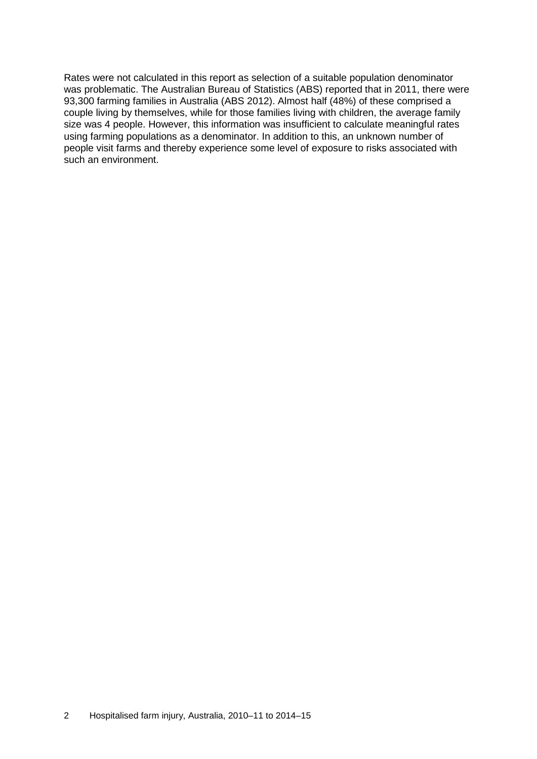Rates were not calculated in this report as selection of a suitable population denominator was problematic. The Australian Bureau of Statistics (ABS) reported that in 2011, there were 93,300 farming families in Australia (ABS 2012). Almost half (48%) of these comprised a couple living by themselves, while for those families living with children, the average family size was 4 people. However, this information was insufficient to calculate meaningful rates using farming populations as a denominator. In addition to this, an unknown number of people visit farms and thereby experience some level of exposure to risks associated with such an environment.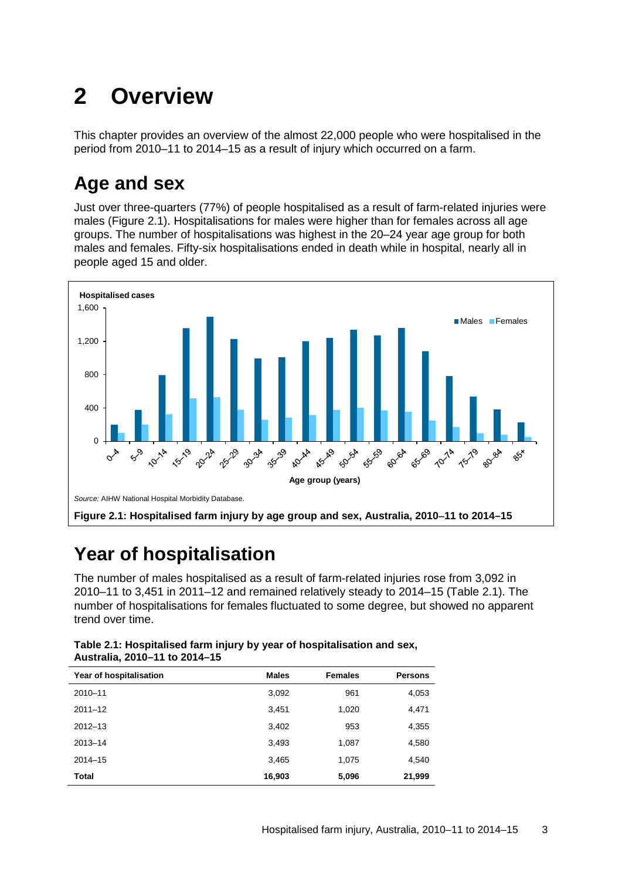# 2 Overview

This chapter provides an overview of the almost 22,000 people who were hospitalised in the period from 2010–11 to 2014–15 as a result of injury which occurred on a farm.

## Age and sex

Just over three-quarters (77%) of people hospitalised as a result of farm-related injuries were males (Figure 2.1). Hospitalisations for males were higher than for females across all age groups. The number of hospitalisations was highest in the 20–24 year age group for both males and females. Fifty-six hospitalisations ended in death while in hospital, nearly all in people aged 15 and older.

*Source:* AIHW National Hospital Morbidity Database.

**Figure 2.1: Hospitalised farm injury by age group and sex, Australia, 2010–11 to 2014–15**

## Year of hospitalisation

The number of males hospitalised as a result of farm-related injuries rose from 3,092 in 2010–11 to 3,451 in 2011–12 and remained relatively steady to 2014–15 (Table 2.1). The number of hospitalisations for females fluctuated to some degree, but showed no apparent trend over time.

**Table 2.1: Hospitalised farm injury by year of hospitalisation and sex, Australia, 2010–11 to 2014–15**

| Year of hospitalisation | Males | Females | Persons |
|---|---|---|---|
| 2010–11 | 3,092 | 961 | 4,053 |
| 2011–12 | 3,451 | 1,020 | 4,471 |
| 2012–13 | 3,402 | 953 | 4,355 |
| 2013–14 | 3,493 | 1,087 | 4,580 |
| 2014–15 | 3,465 | 1,075 | 4,540 |
| **Total** | **16,903** | **5,096** | **21,999** |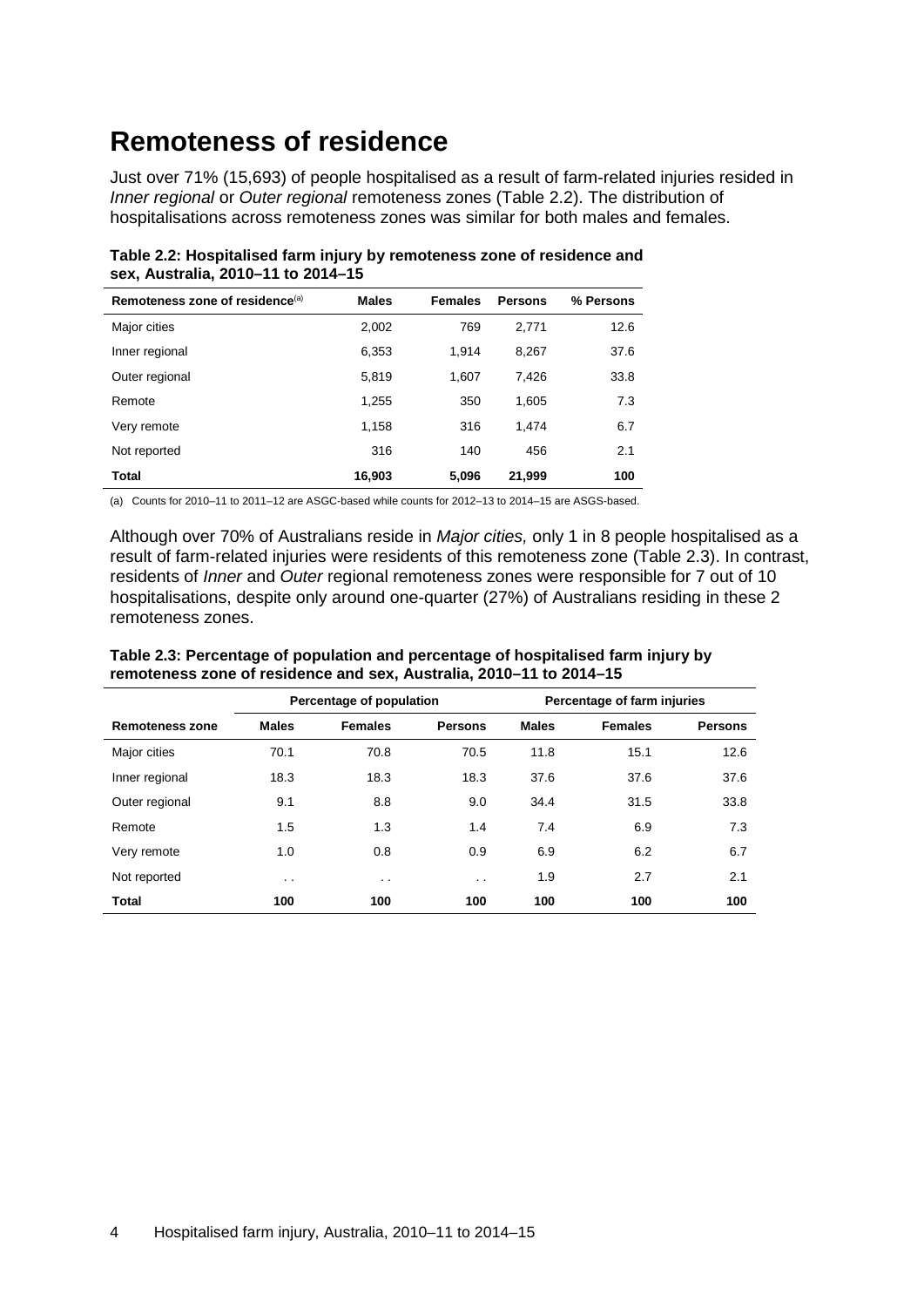# Remoteness of residence

Just over 71% (15,693) of people hospitalised as a result of farm-related injuries resided in *Inner regional* or *Outer regional* remoteness zones (Table 2.2). The distribution of hospitalisations across remoteness zones was similar for both males and females.

**Table 2.2: Hospitalised farm injury by remoteness zone of residence and sex, Australia, 2010–11 to 2014–15**

| Remoteness zone of residence[(a)] | Males | Females | Persons | % Persons |
|---|---|---|---|---|
| Major cities | 2,002 | 769 | 2,771 | 12.6 |
| Inner regional | 6,353 | 1,914 | 8,267 | 37.6 |
| Outer regional | 5,819 | 1,607 | 7,426 | 33.8 |
| Remote | 1,255 | 350 | 1,605 | 7.3 |
| Very remote | 1,158 | 316 | 1,474 | 6.7 |
| Not reported | 316 | 140 | 456 | 2.1 |
| **Total** | **16,903** | **5,096** | **21,999** | **100** |

(a) Counts for 2010–11 to 2011–12 are ASGC-based while counts for 2012–13 to 2014–15 are ASGS-based.

Although over 70% of Australians reside in *Major cities,* only 1 in 8 people hospitalised as a result of farm-related injuries were residents of this remoteness zone (Table 2.3). In contrast, residents of *Inner* and *Outer* regional remoteness zones were responsible for 7 out of 10 hospitalisations, despite only around one-quarter (27%) of Australians residing in these 2 remoteness zones.

**Table 2.3: Percentage of population and percentage of hospitalised farm injury by remoteness zone of residence and sex, Australia, 2010–11 to 2014–15**

| | Percentage of population | | | Percentage of farm injuries | | |
|---|---|---|---|---|---|---|
| **Remoteness zone** | **Males** | **Females** | **Persons** | **Males** | **Females** | **Persons** |
| Major cities | 70.1 | 70.8 | 70.5 | 11.8 | 15.1 | 12.6 |
| Inner regional | 18.3 | 18.3 | 18.3 | 37.6 | 37.6 | 37.6 |
| Outer regional | 9.1 | 8.8 | 9.0 | 34.4 | 31.5 | 33.8 |
| Remote | 1.5 | 1.3 | 1.4 | 7.4 | 6.9 | 7.3 |
| Very remote | 1.0 | 0.8 | 0.9 | 6.9 | 6.2 | 6.7 |
| Not reported | . . | . . | . . | 1.9 | 2.7 | 2.1 |
| **Total** | **100** | **100** | **100** | **100** | **100** | **100** |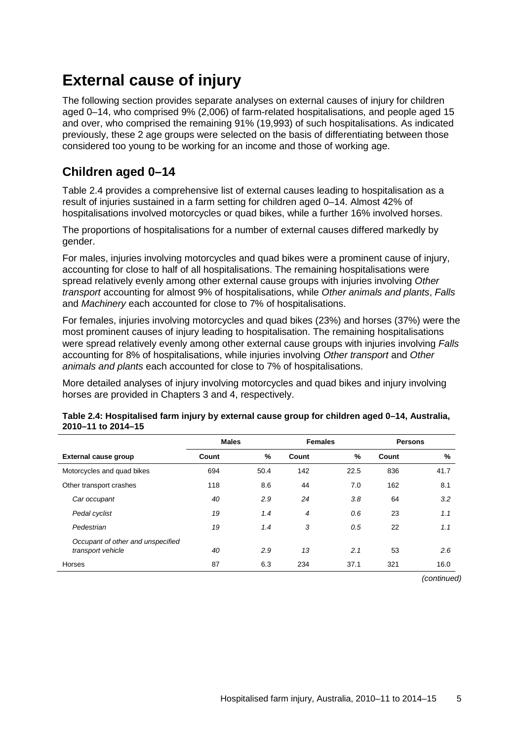# External cause of injury

The following section provides separate analyses on external causes of injury for children aged 0–14, who comprised 9% (2,006) of farm-related hospitalisations, and people aged 15 and over, who comprised the remaining 91% (19,993) of such hospitalisations. As indicated previously, these 2 age groups were selected on the basis of differentiating between those considered too young to be working for an income and those of working age.

## Children aged 0–14

Table 2.4 provides a comprehensive list of external causes leading to hospitalisation as a result of injuries sustained in a farm setting for children aged 0–14. Almost 42% of hospitalisations involved motorcycles or quad bikes, while a further 16% involved horses.

The proportions of hospitalisations for a number of external causes differed markedly by gender.

For males, injuries involving motorcycles and quad bikes were a prominent cause of injury, accounting for close to half of all hospitalisations. The remaining hospitalisations were spread relatively evenly among other external cause groups with injuries involving *Other transport* accounting for almost 9% of hospitalisations, while *Other animals and plants*, *Falls* and *Machinery* each accounted for close to 7% of hospitalisations.

For females, injuries involving motorcycles and quad bikes (23%) and horses (37%) were the most prominent causes of injury leading to hospitalisation. The remaining hospitalisations were spread relatively evenly among other external cause groups with injuries involving *Falls* accounting for 8% of hospitalisations, while injuries involving *Other transport* and *Other animals and plants* each accounted for close to 7% of hospitalisations.

More detailed analyses of injury involving motorcycles and quad bikes and injury involving horses are provided in Chapters 3 and 4, respectively.

**Table 2.4: Hospitalised farm injury by external cause group for children aged 0–14, Australia, 2010–11 to 2014–15**

| | Males | | Females | | Persons | |
|---|---|---|---|---|---|---|
| **External cause group** | **Count** | **%** | **Count** | **%** | **Count** | **%** |
| Motorcycles and quad bikes | 694 | 50.4 | 142 | 22.5 | 836 | 41.7 |
| Other transport crashes | 118 | 8.6 | 44 | 7.0 | 162 | 8.1 |
| *Car occupant* | *40* | *2.9* | *24* | *3.8* | 64 | *3.2* |
| *Pedal cyclist* | *19* | *1.4* | *4* | *0.6* | 23 | *1.1* |
| *Pedestrian* | *19* | *1.4* | *3* | *0.5* | 22 | *1.1* |
| *Occupant of other and unspecified transport vehicle* | *40* | *2.9* | *13* | *2.1* | 53 | *2.6* |
| Horses | 87 | 6.3 | 234 | 37.1 | 321 | 16.0 |

*(continued)*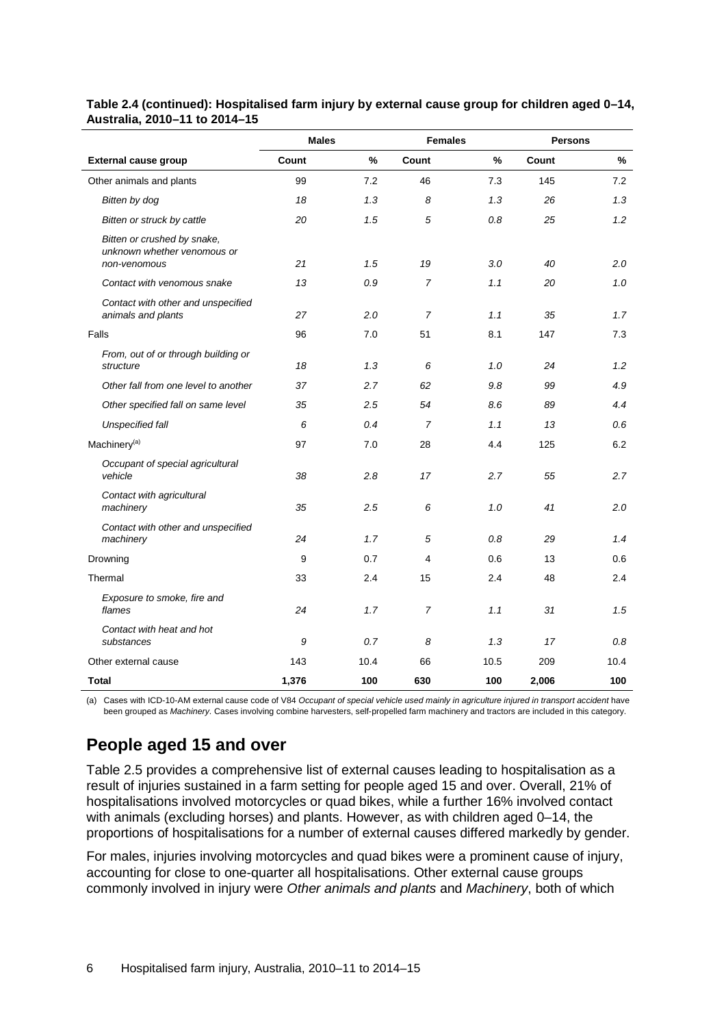**Table 2.4 (continued): Hospitalised farm injury by external cause group for children aged 0–14, Australia, 2010–11 to 2014–15**

| | Males | | Females | | Persons | |
|---|---|---|---|---|---|---|
| **External cause group** | **Count** | **%** | **Count** | **%** | **Count** | **%** |
| Other animals and plants | 99 | 7.2 | 46 | 7.3 | 145 | 7.2 |
| *Bitten by dog* | *18* | *1.3* | *8* | *1.3* | *26* | *1.3* |
| *Bitten or struck by cattle* | *20* | *1.5* | *5* | *0.8* | *25* | *1.2* |
| *Bitten or crushed by snake, unknown whether venomous or non-venomous* | *21* | *1.5* | *19* | *3.0* | *40* | *2.0* |
| *Contact with venomous snake* | *13* | *0.9* | *7* | *1.1* | *20* | *1.0* |
| *Contact with other and unspecified animals and plants* | *27* | *2.0* | *7* | *1.1* | *35* | *1.7* |
| Falls | 96 | 7.0 | 51 | 8.1 | 147 | 7.3 |
| *From, out of or through building or structure* | *18* | *1.3* | *6* | *1.0* | *24* | *1.2* |
| *Other fall from one level to another* | *37* | *2.7* | *62* | *9.8* | *99* | *4.9* |
| *Other specified fall on same level* | *35* | *2.5* | *54* | *8.6* | *89* | *4.4* |
| *Unspecified fall* | *6* | *0.4* | *7* | *1.1* | *13* | *0.6* |
| Machinery[(a)] | 97 | 7.0 | 28 | 4.4 | 125 | 6.2 |
| *Occupant of special agricultural vehicle* | *38* | *2.8* | *17* | *2.7* | *55* | *2.7* |
| *Contact with agricultural machinery* | *35* | *2.5* | *6* | *1.0* | *41* | *2.0* |
| *Contact with other and unspecified machinery* | *24* | *1.7* | *5* | *0.8* | *29* | *1.4* |
| Drowning | 9 | 0.7 | 4 | 0.6 | 13 | 0.6 |
| Thermal | 33 | 2.4 | 15 | 2.4 | 48 | 2.4 |
| *Exposure to smoke, fire and flames* | *24* | *1.7* | *7* | *1.1* | *31* | *1.5* |
| *Contact with heat and hot substances* | *9* | *0.7* | *8* | *1.3* | *17* | *0.8* |
| Other external cause | 143 | 10.4 | 66 | 10.5 | 209 | 10.4 |
| **Total** | **1,376** | **100** | **630** | **100** | **2,006** | **100** |

(a) Cases with ICD-10-AM external cause code of V84 *Occupant of special vehicle used mainly in agriculture injured in transport accident* have been grouped as *Machinery.* Cases involving combine harvesters, self-propelled farm machinery and tractors are included in this category.

## People aged 15 and over

Table 2.5 provides a comprehensive list of external causes leading to hospitalisation as a result of injuries sustained in a farm setting for people aged 15 and over. Overall, 21% of hospitalisations involved motorcycles or quad bikes, while a further 16% involved contact with animals (excluding horses) and plants. However, as with children aged 0–14, the proportions of hospitalisations for a number of external causes differed markedly by gender.

For males, injuries involving motorcycles and quad bikes were a prominent cause of injury, accounting for close to one-quarter all hospitalisations. Other external cause groups commonly involved in injury were *Other animals and plants* and *Machinery*, both of which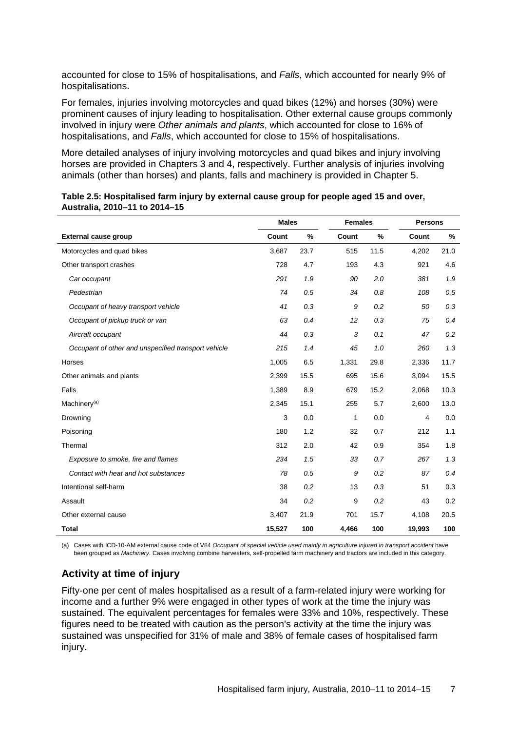accounted for close to 15% of hospitalisations, and *Falls*, which accounted for nearly 9% of hospitalisations.

For females, injuries involving motorcycles and quad bikes (12%) and horses (30%) were prominent causes of injury leading to hospitalisation. Other external cause groups commonly involved in injury were *Other animals and plants*, which accounted for close to 16% of hospitalisations, and *Falls*, which accounted for close to 15% of hospitalisations.

More detailed analyses of injury involving motorcycles and quad bikes and injury involving horses are provided in Chapters 3 and 4, respectively. Further analysis of injuries involving animals (other than horses) and plants, falls and machinery is provided in Chapter 5.

**Table 2.5: Hospitalised farm injury by external cause group for people aged 15 and over, Australia, 2010–11 to 2014–15**

| | Males | | Females | | Persons | |
|---|---|---|---|---|---|---|
| **External cause group** | **Count** | **%** | **Count** | **%** | **Count** | **%** |
| Motorcycles and quad bikes | 3,687 | 23.7 | 515 | 11.5 | 4,202 | 21.0 |
| Other transport crashes | 728 | 4.7 | 193 | 4.3 | 921 | 4.6 |
| *Car occupant* | *291* | *1.9* | *90* | *2.0* | *381* | *1.9* |
| *Pedestrian* | *74* | *0.5* | *34* | *0.8* | *108* | *0.5* |
| *Occupant of heavy transport vehicle* | *41* | *0.3* | *9* | *0.2* | *50* | *0.3* |
| *Occupant of pickup truck or van* | *63* | *0.4* | *12* | *0.3* | *75* | *0.4* |
| *Aircraft occupant* | *44* | *0.3* | *3* | *0.1* | *47* | *0.2* |
| *Occupant of other and unspecified transport vehicle* | *215* | *1.4* | *45* | *1.0* | *260* | *1.3* |
| Horses | 1,005 | 6.5 | 1,331 | 29.8 | 2,336 | 11.7 |
| Other animals and plants | 2,399 | 15.5 | 695 | 15.6 | 3,094 | 15.5 |
| Falls | 1,389 | 8.9 | 679 | 15.2 | 2,068 | 10.3 |
| Machinery[(a)] | 2,345 | 15.1 | 255 | 5.7 | 2,600 | 13.0 |
| Drowning | 3 | 0.0 | 1 | 0.0 | 4 | 0.0 |
| Poisoning | 180 | 1.2 | 32 | 0.7 | 212 | 1.1 |
| Thermal | 312 | 2.0 | 42 | 0.9 | 354 | 1.8 |
| *Exposure to smoke, fire and flames* | *234* | *1.5* | *33* | *0.7* | *267* | *1.3* |
| *Contact with heat and hot substances* | *78* | *0.5* | *9* | *0.2* | *87* | *0.4* |
| Intentional self-harm | 38 | *0.2* | 13 | *0.3* | 51 | 0.3 |
| Assault | 34 | *0.2* | 9 | *0.2* | 43 | 0.2 |
| Other external cause | 3,407 | 21.9 | 701 | 15.7 | 4,108 | 20.5 |
| **Total** | **15,527** | **100** | **4,466** | **100** | **19,993** | **100** |

(a) Cases with ICD-10-AM external cause code of V84 *Occupant of special vehicle used mainly in agriculture injured in transport accident* have been grouped as *Machinery*. Cases involving combine harvesters, self-propelled farm machinery and tractors are included in this category.

## Activity at time of injury

Fifty-one per cent of males hospitalised as a result of a farm-related injury were working for income and a further 9% were engaged in other types of work at the time the injury was sustained. The equivalent percentages for females were 33% and 10%, respectively. These figures need to be treated with caution as the person's activity at the time the injury was sustained was unspecified for 31% of male and 38% of female cases of hospitalised farm injury.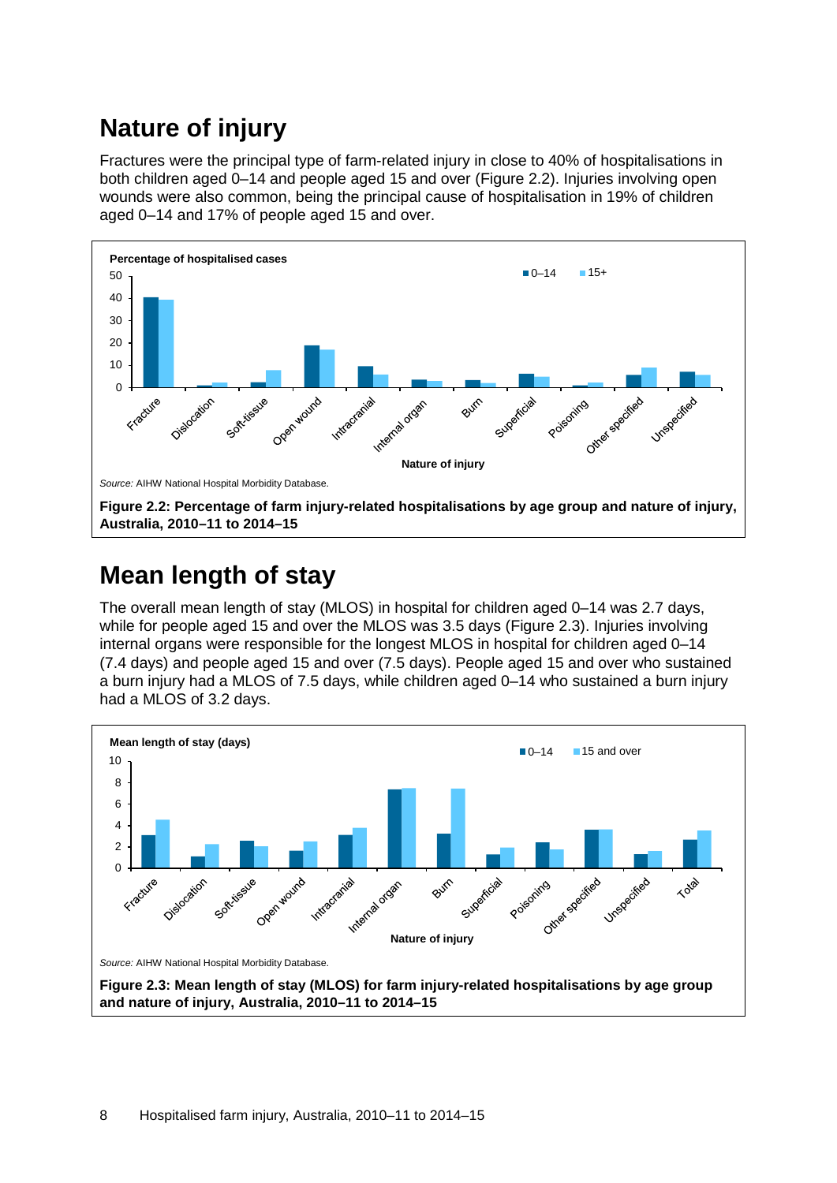## Nature of injury

Fractures were the principal type of farm-related injury in close to 40% of hospitalisations in both children aged 0–14 and people aged 15 and over (Figure 2.2). Injuries involving open wounds were also common, being the principal cause of hospitalisation in 19% of children aged 0–14 and 17% of people aged 15 and over.

*Source:* AIHW National Hospital Morbidity Database.

**Figure 2.2: Percentage of farm injury-related hospitalisations by age group and nature of injury, Australia, 2010–11 to 2014–15**

## Mean length of stay

The overall mean length of stay (MLOS) in hospital for children aged 0–14 was 2.7 days, while for people aged 15 and over the MLOS was 3.5 days (Figure 2.3). Injuries involving internal organs were responsible for the longest MLOS in hospital for children aged 0–14 (7.4 days) and people aged 15 and over (7.5 days). People aged 15 and over who sustained a burn injury had a MLOS of 7.5 days, while children aged 0–14 who sustained a burn injury had a MLOS of 3.2 days.

*Source:* AIHW National Hospital Morbidity Database.

**Figure 2.3: Mean length of stay (MLOS) for farm injury-related hospitalisations by age group and nature of injury, Australia, 2010–11 to 2014–15**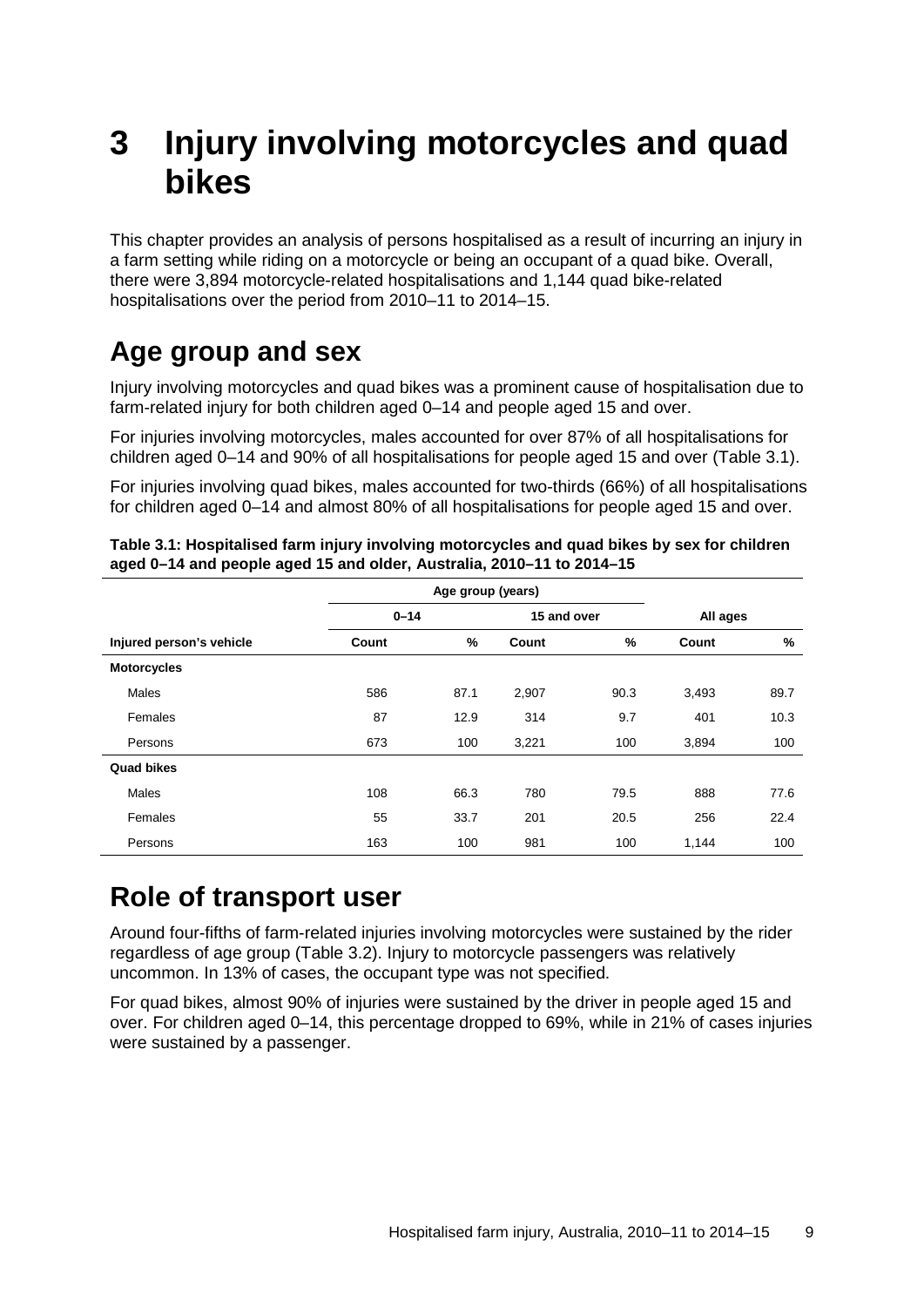# 3 Injury involving motorcycles and quad bikes

This chapter provides an analysis of persons hospitalised as a result of incurring an injury in a farm setting while riding on a motorcycle or being an occupant of a quad bike. Overall, there were 3,894 motorcycle-related hospitalisations and 1,144 quad bike-related hospitalisations over the period from 2010–11 to 2014–15.

## Age group and sex

Injury involving motorcycles and quad bikes was a prominent cause of hospitalisation due to farm-related injury for both children aged 0–14 and people aged 15 and over.

For injuries involving motorcycles, males accounted for over 87% of all hospitalisations for children aged 0–14 and 90% of all hospitalisations for people aged 15 and over (Table 3.1).

For injuries involving quad bikes, males accounted for two-thirds (66%) of all hospitalisations for children aged 0–14 and almost 80% of all hospitalisations for people aged 15 and over.

**Table 3.1: Hospitalised farm injury involving motorcycles and quad bikes by sex for children aged 0–14 and people aged 15 and older, Australia, 2010–11 to 2014–15**

| | Age group (years) | | | | | |
|---|---|---|---|---|---|---|
| | 0–14 | | 15 and over | | All ages | |
| Injured person's vehicle | Count | % | Count | % | Count | % |
| **Motorcycles** | | | | | | |
| Males | 586 | 87.1 | 2,907 | 90.3 | 3,493 | 89.7 |
| Females | 87 | 12.9 | 314 | 9.7 | 401 | 10.3 |
| Persons | 673 | 100 | 3,221 | 100 | 3,894 | 100 |
| **Quad bikes** | | | | | | |
| Males | 108 | 66.3 | 780 | 79.5 | 888 | 77.6 |
| Females | 55 | 33.7 | 201 | 20.5 | 256 | 22.4 |
| Persons | 163 | 100 | 981 | 100 | 1,144 | 100 |

## Role of transport user

Around four-fifths of farm-related injuries involving motorcycles were sustained by the rider regardless of age group (Table 3.2). Injury to motorcycle passengers was relatively uncommon. In 13% of cases, the occupant type was not specified.

For quad bikes, almost 90% of injuries were sustained by the driver in people aged 15 and over. For children aged 0–14, this percentage dropped to 69%, while in 21% of cases injuries were sustained by a passenger.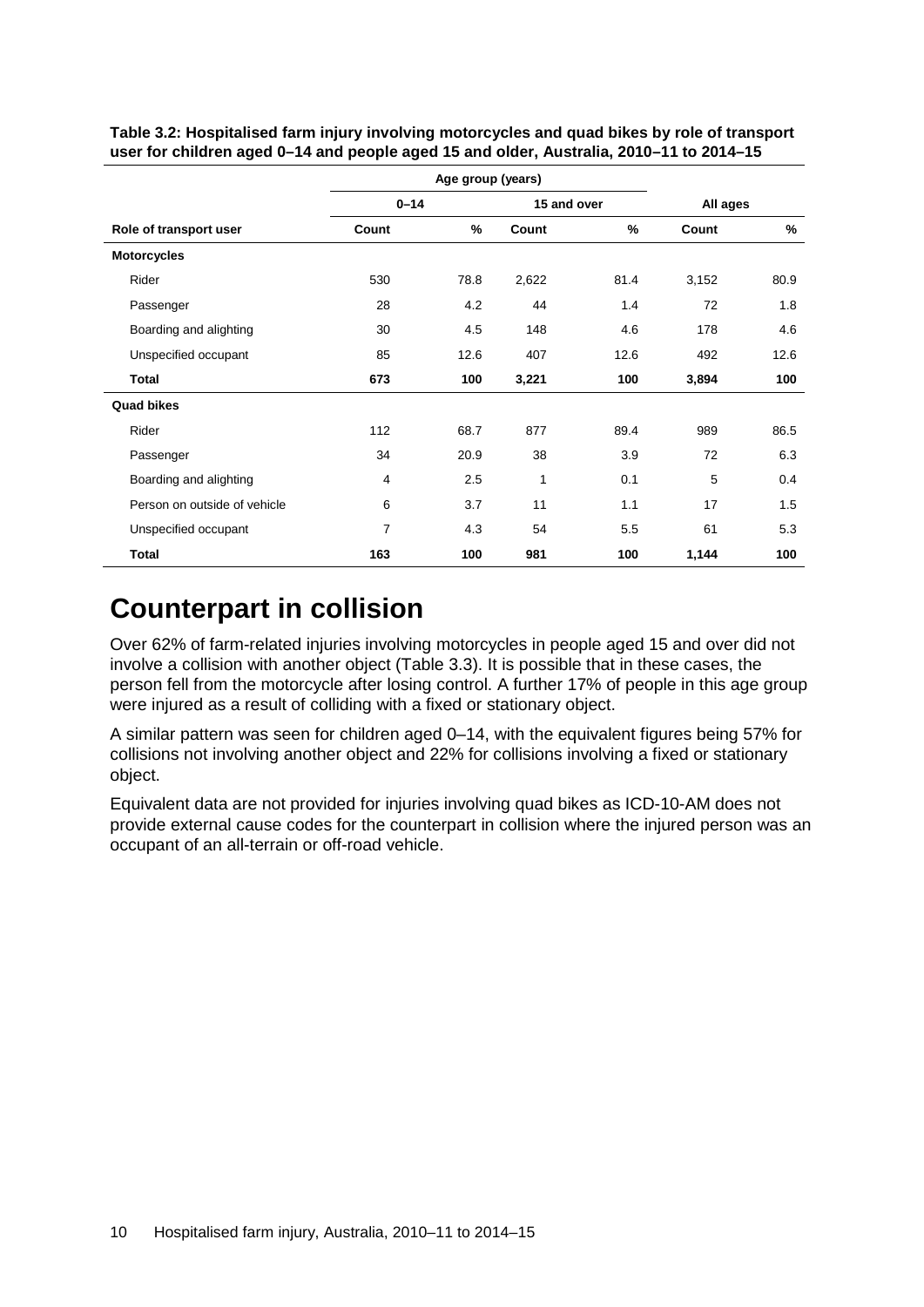**Table 3.2: Hospitalised farm injury involving motorcycles and quad bikes by role of transport user for children aged 0–14 and people aged 15 and older, Australia, 2010–11 to 2014–15**

| | Age group (years) | | | | | |
|---|---|---|---|---|---|---|
| | 0–14 | | 15 and over | | All ages | |
| **Role of transport user** | **Count** | **%** | **Count** | **%** | **Count** | **%** |
| **Motorcycles** | | | | | | |
| Rider | 530 | 78.8 | 2,622 | 81.4 | 3,152 | 80.9 |
| Passenger | 28 | 4.2 | 44 | 1.4 | 72 | 1.8 |
| Boarding and alighting | 30 | 4.5 | 148 | 4.6 | 178 | 4.6 |
| Unspecified occupant | 85 | 12.6 | 407 | 12.6 | 492 | 12.6 |
| **Total** | **673** | **100** | **3,221** | **100** | **3,894** | **100** |
| **Quad bikes** | | | | | | |
| Rider | 112 | 68.7 | 877 | 89.4 | 989 | 86.5 |
| Passenger | 34 | 20.9 | 38 | 3.9 | 72 | 6.3 |
| Boarding and alighting | 4 | 2.5 | 1 | 0.1 | 5 | 0.4 |
| Person on outside of vehicle | 6 | 3.7 | 11 | 1.1 | 17 | 1.5 |
| Unspecified occupant | 7 | 4.3 | 54 | 5.5 | 61 | 5.3 |
| **Total** | **163** | **100** | **981** | **100** | **1,144** | **100** |

# Counterpart in collision

Over 62% of farm-related injuries involving motorcycles in people aged 15 and over did not involve a collision with another object (Table 3.3). It is possible that in these cases, the person fell from the motorcycle after losing control. A further 17% of people in this age group were injured as a result of colliding with a fixed or stationary object.

A similar pattern was seen for children aged 0–14, with the equivalent figures being 57% for collisions not involving another object and 22% for collisions involving a fixed or stationary object.

Equivalent data are not provided for injuries involving quad bikes as ICD-10-AM does not provide external cause codes for the counterpart in collision where the injured person was an occupant of an all-terrain or off-road vehicle.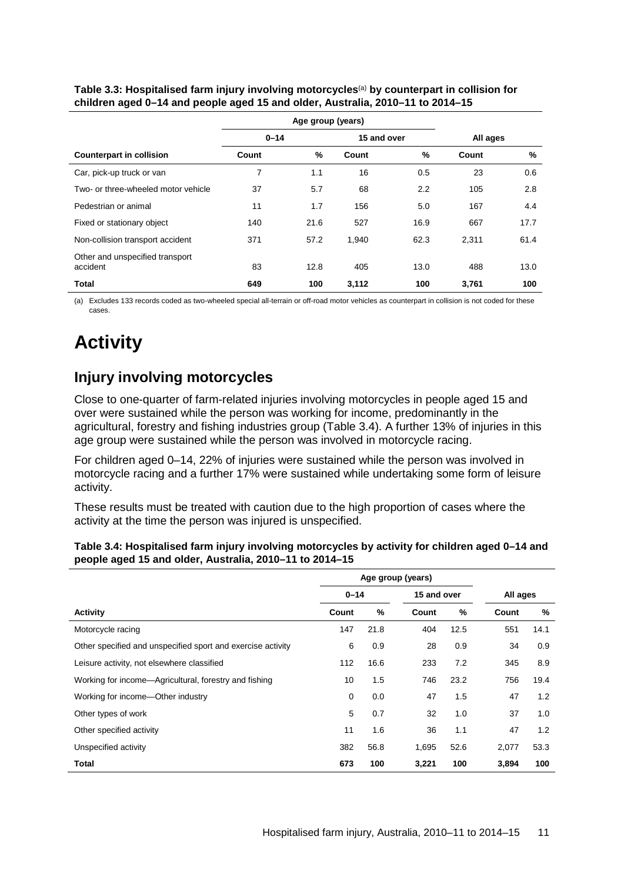**Table 3.3: Hospitalised farm injury involving motorcycles[(a)] by counterpart in collision for children aged 0–14 and people aged 15 and older, Australia, 2010–11 to 2014–15**

| | Age group (years) | | | | | |
|---|---|---|---|---|---|---|
| | 0–14 | | 15 and over | | All ages | |
| **Counterpart in collision** | **Count** | **%** | **Count** | **%** | **Count** | **%** |
| Car, pick-up truck or van | 7 | 1.1 | 16 | 0.5 | 23 | 0.6 |
| Two- or three-wheeled motor vehicle | 37 | 5.7 | 68 | 2.2 | 105 | 2.8 |
| Pedestrian or animal | 11 | 1.7 | 156 | 5.0 | 167 | 4.4 |
| Fixed or stationary object | 140 | 21.6 | 527 | 16.9 | 667 | 17.7 |
| Non-collision transport accident | 371 | 57.2 | 1,940 | 62.3 | 2,311 | 61.4 |
| Other and unspecified transport accident | 83 | 12.8 | 405 | 13.0 | 488 | 13.0 |
| **Total** | **649** | **100** | **3,112** | **100** | **3,761** | **100** |

(a) Excludes 133 records coded as two-wheeled special all-terrain or off-road motor vehicles as counterpart in collision is not coded for these cases.

# Activity

## Injury involving motorcycles

Close to one-quarter of farm-related injuries involving motorcycles in people aged 15 and over were sustained while the person was working for income, predominantly in the agricultural, forestry and fishing industries group (Table 3.4). A further 13% of injuries in this age group were sustained while the person was involved in motorcycle racing.

For children aged 0–14, 22% of injuries were sustained while the person was involved in motorcycle racing and a further 17% were sustained while undertaking some form of leisure activity.

These results must be treated with caution due to the high proportion of cases where the activity at the time the person was injured is unspecified.

**Table 3.4: Hospitalised farm injury involving motorcycles by activity for children aged 0–14 and people aged 15 and older, Australia, 2010–11 to 2014–15**

| | Age group (years) | | | | | |
|---|---|---|---|---|---|---|
| | 0–14 | | 15 and over | | All ages | |
| **Activity** | **Count** | **%** | **Count** | **%** | **Count** | **%** |
| Motorcycle racing | 147 | 21.8 | 404 | 12.5 | 551 | 14.1 |
| Other specified and unspecified sport and exercise activity | 6 | 0.9 | 28 | 0.9 | 34 | 0.9 |
| Leisure activity, not elsewhere classified | 112 | 16.6 | 233 | 7.2 | 345 | 8.9 |
| Working for income—Agricultural, forestry and fishing | 10 | 1.5 | 746 | 23.2 | 756 | 19.4 |
| Working for income—Other industry | 0 | 0.0 | 47 | 1.5 | 47 | 1.2 |
| Other types of work | 5 | 0.7 | 32 | 1.0 | 37 | 1.0 |
| Other specified activity | 11 | 1.6 | 36 | 1.1 | 47 | 1.2 |
| Unspecified activity | 382 | 56.8 | 1,695 | 52.6 | 2,077 | 53.3 |
| **Total** | **673** | **100** | **3,221** | **100** | **3,894** | **100** |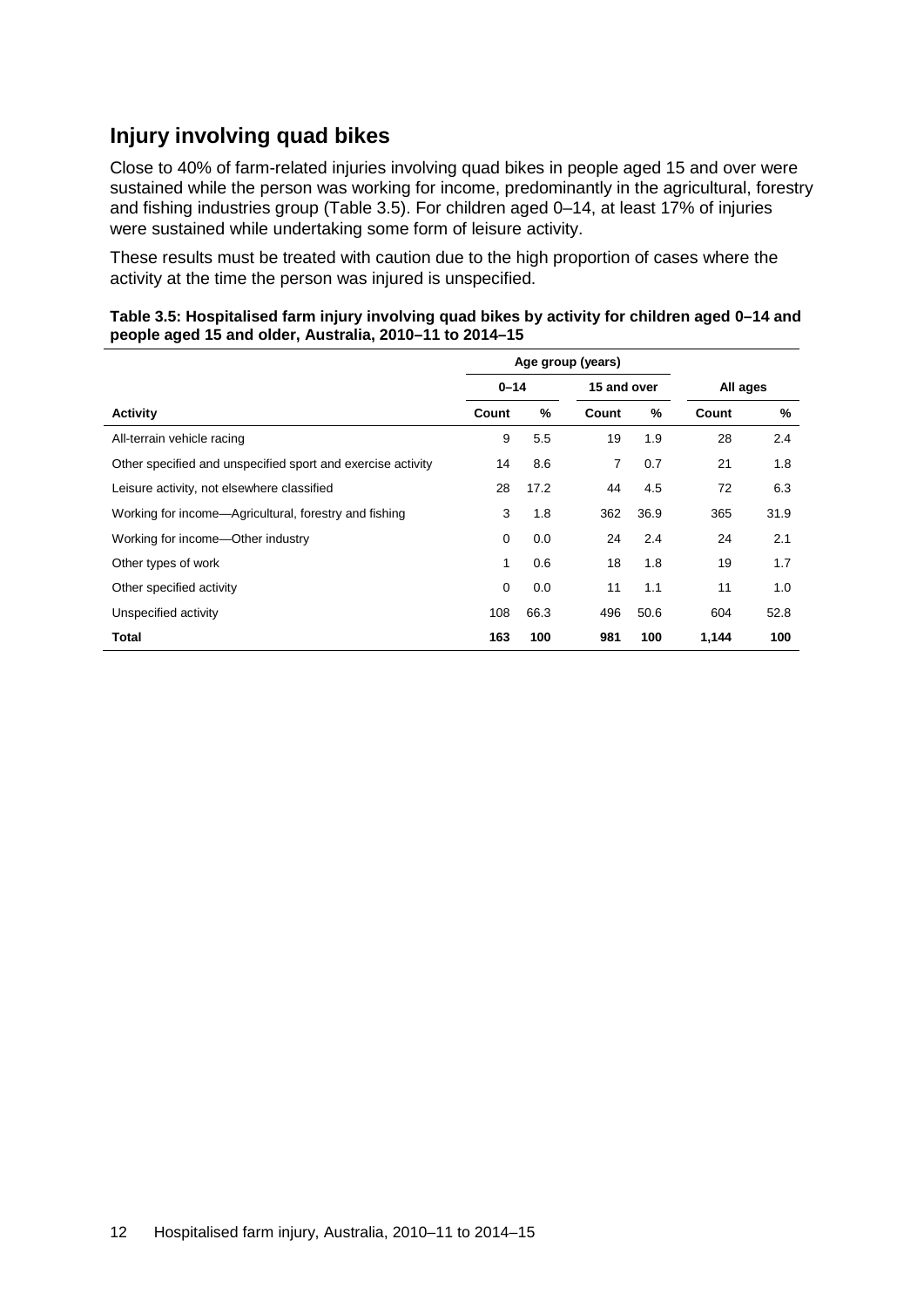## Injury involving quad bikes

Close to 40% of farm-related injuries involving quad bikes in people aged 15 and over were sustained while the person was working for income, predominantly in the agricultural, forestry and fishing industries group (Table 3.5). For children aged 0–14, at least 17% of injuries were sustained while undertaking some form of leisure activity.

These results must be treated with caution due to the high proportion of cases where the activity at the time the person was injured is unspecified.

**Table 3.5: Hospitalised farm injury involving quad bikes by activity for children aged 0–14 and people aged 15 and older, Australia, 2010–11 to 2014–15**

| | Age group (years) | | | | | |
|---|---|---|---|---|---|---|
| | 0–14 | | 15 and over | | All ages | |
| **Activity** | **Count** | **%** | **Count** | **%** | **Count** | **%** |
| All-terrain vehicle racing | 9 | 5.5 | 19 | 1.9 | 28 | 2.4 |
| Other specified and unspecified sport and exercise activity | 14 | 8.6 | 7 | 0.7 | 21 | 1.8 |
| Leisure activity, not elsewhere classified | 28 | 17.2 | 44 | 4.5 | 72 | 6.3 |
| Working for income—Agricultural, forestry and fishing | 3 | 1.8 | 362 | 36.9 | 365 | 31.9 |
| Working for income—Other industry | 0 | 0.0 | 24 | 2.4 | 24 | 2.1 |
| Other types of work | 1 | 0.6 | 18 | 1.8 | 19 | 1.7 |
| Other specified activity | 0 | 0.0 | 11 | 1.1 | 11 | 1.0 |
| Unspecified activity | 108 | 66.3 | 496 | 50.6 | 604 | 52.8 |
| **Total** | **163** | **100** | **981** | **100** | **1,144** | **100** |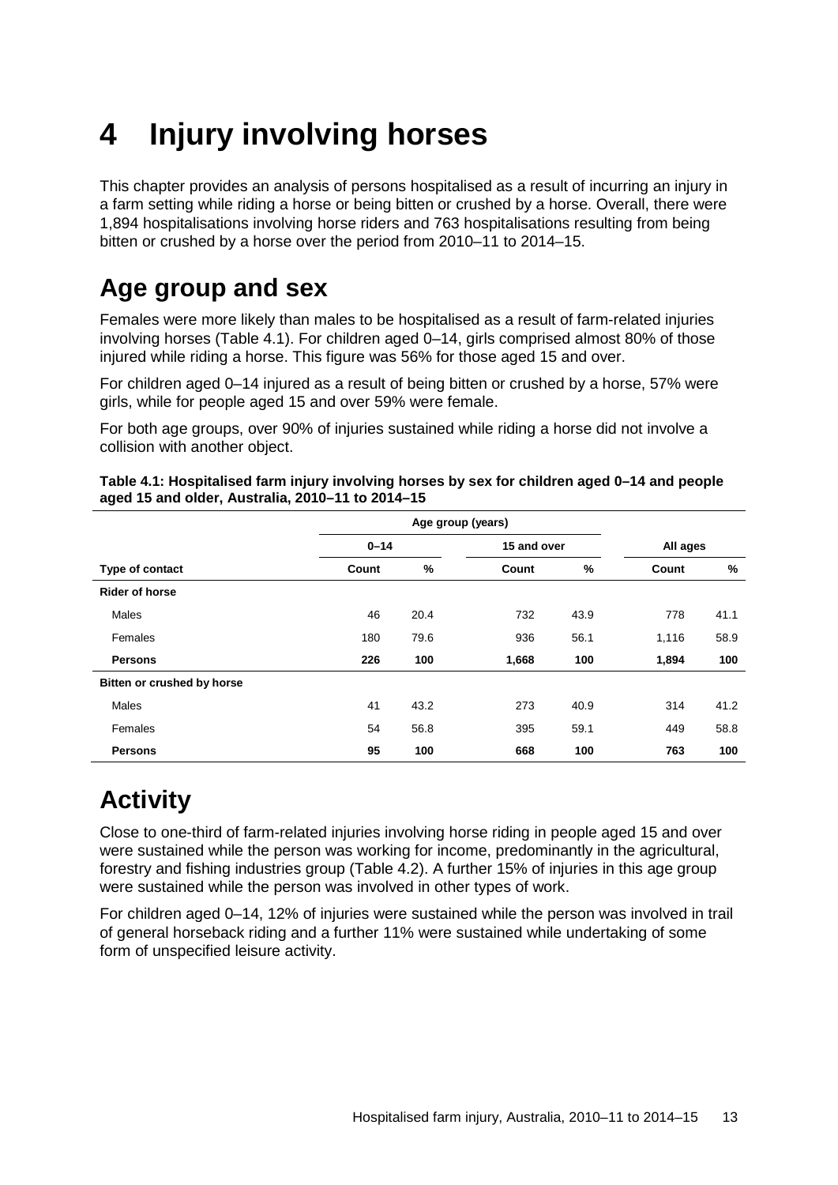# 4 Injury involving horses

This chapter provides an analysis of persons hospitalised as a result of incurring an injury in a farm setting while riding a horse or being bitten or crushed by a horse. Overall, there were 1,894 hospitalisations involving horse riders and 763 hospitalisations resulting from being bitten or crushed by a horse over the period from 2010–11 to 2014–15.

## Age group and sex

Females were more likely than males to be hospitalised as a result of farm-related injuries involving horses (Table 4.1). For children aged 0–14, girls comprised almost 80% of those injured while riding a horse. This figure was 56% for those aged 15 and over.

For children aged 0–14 injured as a result of being bitten or crushed by a horse, 57% were girls, while for people aged 15 and over 59% were female.

For both age groups, over 90% of injuries sustained while riding a horse did not involve a collision with another object.

**Table 4.1: Hospitalised farm injury involving horses by sex for children aged 0–14 and people aged 15 and older, Australia, 2010–11 to 2014–15**

| | Age group (years) | | | | | |
|---|---|---|---|---|---|---|
| | 0–14 | | 15 and over | | All ages | |
| **Type of contact** | **Count** | **%** | **Count** | **%** | **Count** | **%** |
| **Rider of horse** | | | | | | |
| Males | 46 | 20.4 | 732 | 43.9 | 778 | 41.1 |
| Females | 180 | 79.6 | 936 | 56.1 | 1,116 | 58.9 |
| **Persons** | **226** | **100** | **1,668** | **100** | **1,894** | **100** |
| **Bitten or crushed by horse** | | | | | | |
| Males | 41 | 43.2 | 273 | 40.9 | 314 | 41.2 |
| Females | 54 | 56.8 | 395 | 59.1 | 449 | 58.8 |
| **Persons** | **95** | **100** | **668** | **100** | **763** | **100** |

## Activity

Close to one-third of farm-related injuries involving horse riding in people aged 15 and over were sustained while the person was working for income, predominantly in the agricultural, forestry and fishing industries group (Table 4.2). A further 15% of injuries in this age group were sustained while the person was involved in other types of work.

For children aged 0–14, 12% of injuries were sustained while the person was involved in trail of general horseback riding and a further 11% were sustained while undertaking of some form of unspecified leisure activity.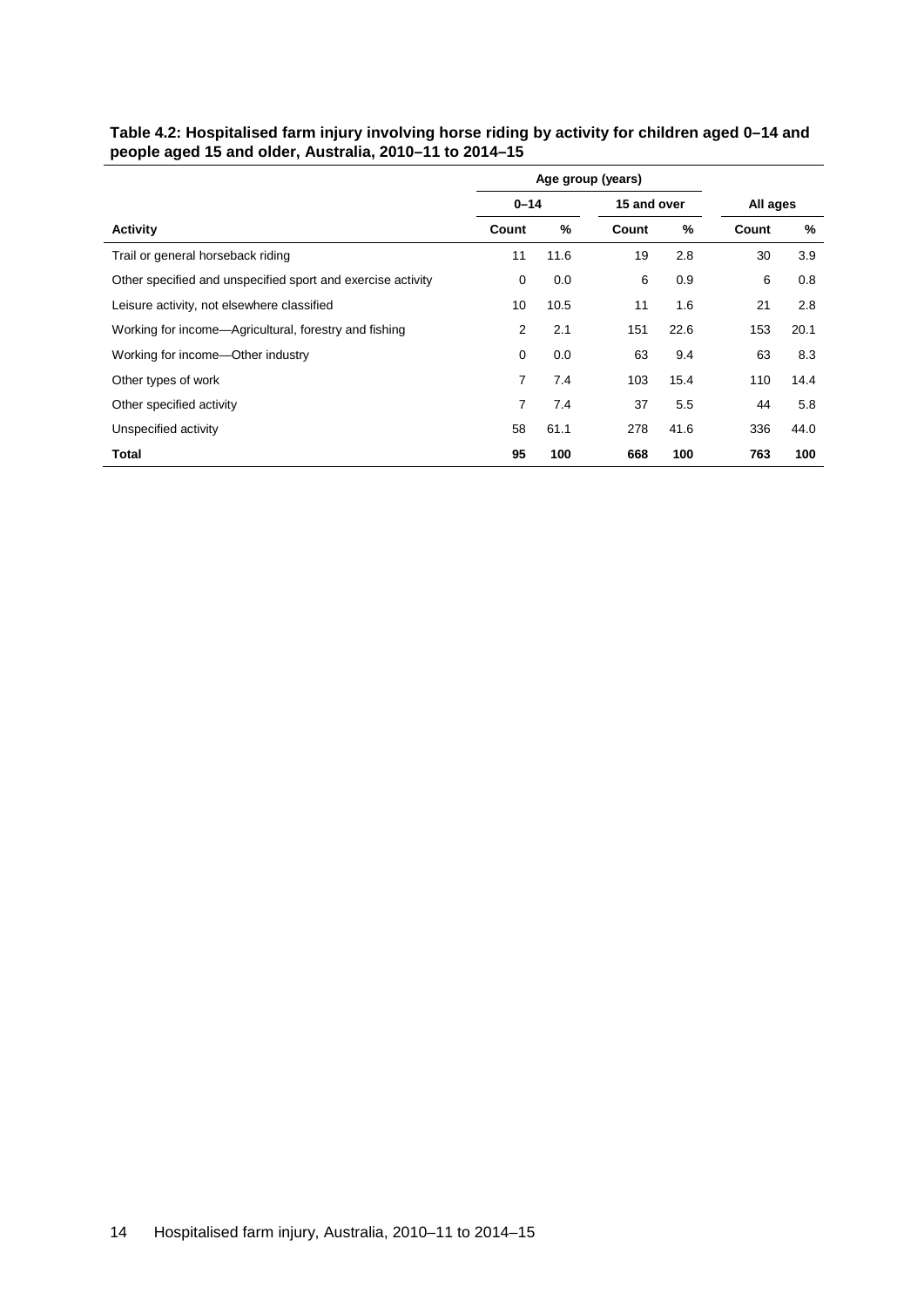**Table 4.2: Hospitalised farm injury involving horse riding by activity for children aged 0–14 and people aged 15 and older, Australia, 2010–11 to 2014–15**

| | Age group (years) | | | | | |
|---|---|---|---|---|---|---|
| | 0–14 | | 15 and over | | All ages | |
| **Activity** | **Count** | **%** | **Count** | **%** | **Count** | **%** |
| Trail or general horseback riding | 11 | 11.6 | 19 | 2.8 | 30 | 3.9 |
| Other specified and unspecified sport and exercise activity | 0 | 0.0 | 6 | 0.9 | 6 | 0.8 |
| Leisure activity, not elsewhere classified | 10 | 10.5 | 11 | 1.6 | 21 | 2.8 |
| Working for income—Agricultural, forestry and fishing | 2 | 2.1 | 151 | 22.6 | 153 | 20.1 |
| Working for income—Other industry | 0 | 0.0 | 63 | 9.4 | 63 | 8.3 |
| Other types of work | 7 | 7.4 | 103 | 15.4 | 110 | 14.4 |
| Other specified activity | 7 | 7.4 | 37 | 5.5 | 44 | 5.8 |
| Unspecified activity | 58 | 61.1 | 278 | 41.6 | 336 | 44.0 |
| **Total** | **95** | **100** | **668** | **100** | **763** | **100** |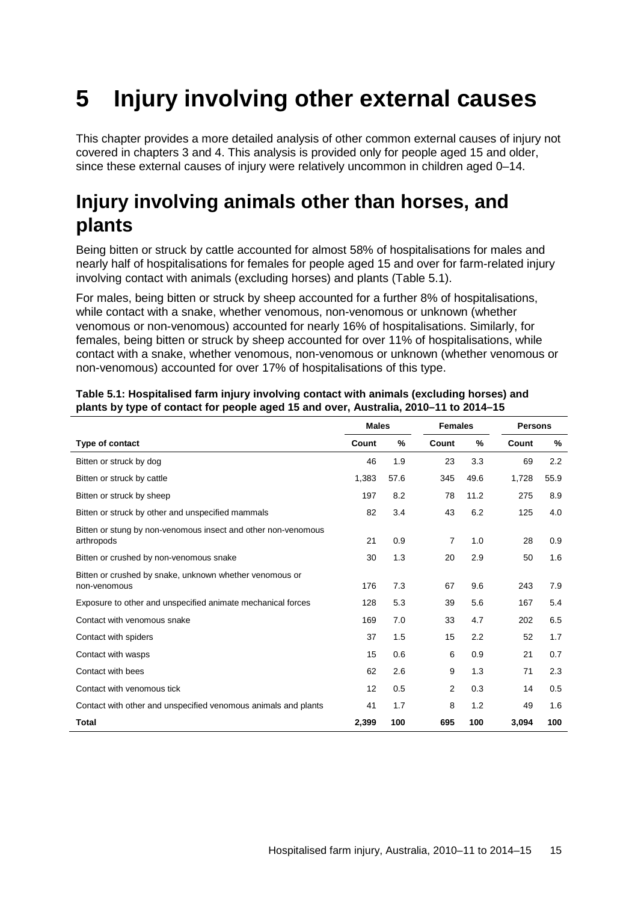# 5 Injury involving other external causes

This chapter provides a more detailed analysis of other common external causes of injury not covered in chapters 3 and 4. This analysis is provided only for people aged 15 and older, since these external causes of injury were relatively uncommon in children aged 0–14.

## Injury involving animals other than horses, and plants

Being bitten or struck by cattle accounted for almost 58% of hospitalisations for males and nearly half of hospitalisations for females for people aged 15 and over for farm-related injury involving contact with animals (excluding horses) and plants (Table 5.1).

For males, being bitten or struck by sheep accounted for a further 8% of hospitalisations, while contact with a snake, whether venomous, non-venomous or unknown (whether venomous or non-venomous) accounted for nearly 16% of hospitalisations. Similarly, for females, being bitten or struck by sheep accounted for over 11% of hospitalisations, while contact with a snake, whether venomous, non-venomous or unknown (whether venomous or non-venomous) accounted for over 17% of hospitalisations of this type.

**Table 5.1: Hospitalised farm injury involving contact with animals (excluding horses) and plants by type of contact for people aged 15 and over, Australia, 2010–11 to 2014–15**

| | Males | | Females | | Persons | |
|---|---|---|---|---|---|---|
| **Type of contact** | **Count** | **%** | **Count** | **%** | **Count** | **%** |
| Bitten or struck by dog | 46 | 1.9 | 23 | 3.3 | 69 | 2.2 |
| Bitten or struck by cattle | 1,383 | 57.6 | 345 | 49.6 | 1,728 | 55.9 |
| Bitten or struck by sheep | 197 | 8.2 | 78 | 11.2 | 275 | 8.9 |
| Bitten or struck by other and unspecified mammals | 82 | 3.4 | 43 | 6.2 | 125 | 4.0 |
| Bitten or stung by non-venomous insect and other non-venomous arthropods | 21 | 0.9 | 7 | 1.0 | 28 | 0.9 |
| Bitten or crushed by non-venomous snake | 30 | 1.3 | 20 | 2.9 | 50 | 1.6 |
| Bitten or crushed by snake, unknown whether venomous or non-venomous | 176 | 7.3 | 67 | 9.6 | 243 | 7.9 |
| Exposure to other and unspecified animate mechanical forces | 128 | 5.3 | 39 | 5.6 | 167 | 5.4 |
| Contact with venomous snake | 169 | 7.0 | 33 | 4.7 | 202 | 6.5 |
| Contact with spiders | 37 | 1.5 | 15 | 2.2 | 52 | 1.7 |
| Contact with wasps | 15 | 0.6 | 6 | 0.9 | 21 | 0.7 |
| Contact with bees | 62 | 2.6 | 9 | 1.3 | 71 | 2.3 |
| Contact with venomous tick | 12 | 0.5 | 2 | 0.3 | 14 | 0.5 |
| Contact with other and unspecified venomous animals and plants | 41 | 1.7 | 8 | 1.2 | 49 | 1.6 |
| **Total** | **2,399** | **100** | **695** | **100** | **3,094** | **100** |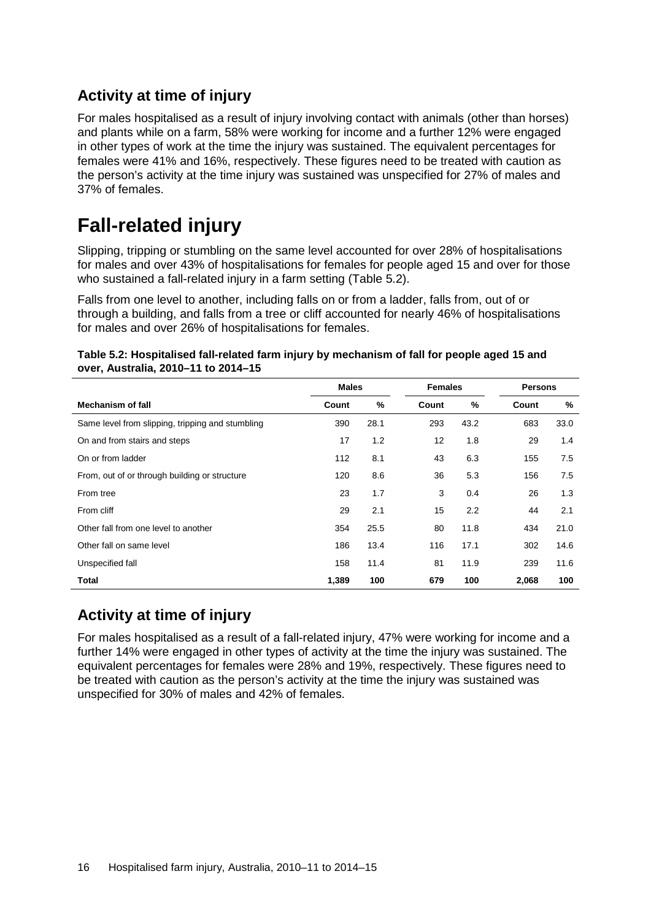## Activity at time of injury

For males hospitalised as a result of injury involving contact with animals (other than horses) and plants while on a farm, 58% were working for income and a further 12% were engaged in other types of work at the time the injury was sustained. The equivalent percentages for females were 41% and 16%, respectively. These figures need to be treated with caution as the person's activity at the time injury was sustained was unspecified for 27% of males and 37% of females.

# Fall-related injury

Slipping, tripping or stumbling on the same level accounted for over 28% of hospitalisations for males and over 43% of hospitalisations for females for people aged 15 and over for those who sustained a fall-related injury in a farm setting (Table 5.2).

Falls from one level to another, including falls on or from a ladder, falls from, out of or through a building, and falls from a tree or cliff accounted for nearly 46% of hospitalisations for males and over 26% of hospitalisations for females.

**Table 5.2: Hospitalised fall-related farm injury by mechanism of fall for people aged 15 and over, Australia, 2010–11 to 2014–15**

| | Males | | Females | | Persons | |
|---|---|---|---|---|---|---|
| **Mechanism of fall** | **Count** | **%** | **Count** | **%** | **Count** | **%** |
| Same level from slipping, tripping and stumbling | 390 | 28.1 | 293 | 43.2 | 683 | 33.0 |
| On and from stairs and steps | 17 | 1.2 | 12 | 1.8 | 29 | 1.4 |
| On or from ladder | 112 | 8.1 | 43 | 6.3 | 155 | 7.5 |
| From, out of or through building or structure | 120 | 8.6 | 36 | 5.3 | 156 | 7.5 |
| From tree | 23 | 1.7 | 3 | 0.4 | 26 | 1.3 |
| From cliff | 29 | 2.1 | 15 | 2.2 | 44 | 2.1 |
| Other fall from one level to another | 354 | 25.5 | 80 | 11.8 | 434 | 21.0 |
| Other fall on same level | 186 | 13.4 | 116 | 17.1 | 302 | 14.6 |
| Unspecified fall | 158 | 11.4 | 81 | 11.9 | 239 | 11.6 |
| **Total** | **1,389** | **100** | **679** | **100** | **2,068** | **100** |

## Activity at time of injury

For males hospitalised as a result of a fall-related injury, 47% were working for income and a further 14% were engaged in other types of activity at the time the injury was sustained. The equivalent percentages for females were 28% and 19%, respectively. These figures need to be treated with caution as the person's activity at the time the injury was sustained was unspecified for 30% of males and 42% of females.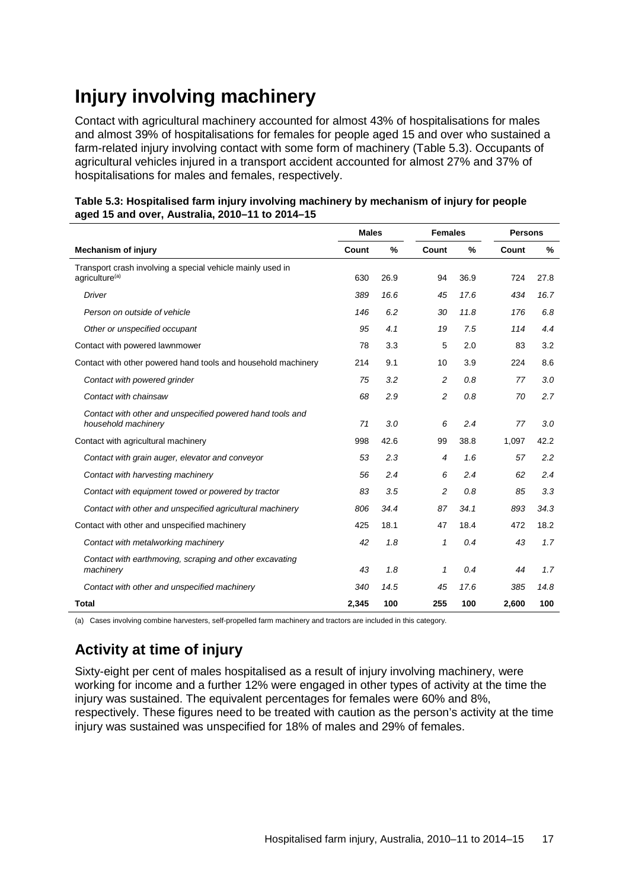# Injury involving machinery

Contact with agricultural machinery accounted for almost 43% of hospitalisations for males and almost 39% of hospitalisations for females for people aged 15 and over who sustained a farm-related injury involving contact with some form of machinery (Table 5.3). Occupants of agricultural vehicles injured in a transport accident accounted for almost 27% and 37% of hospitalisations for males and females, respectively.

**Table 5.3: Hospitalised farm injury involving machinery by mechanism of injury for people aged 15 and over, Australia, 2010–11 to 2014–15**

| | Males | | Females | | Persons | |
|---|---|---|---|---|---|---|
| **Mechanism of injury** | **Count** | **%** | **Count** | **%** | **Count** | **%** |
| Transport crash involving a special vehicle mainly used in agriculture[(a)] | 630 | 26.9 | 94 | 36.9 | 724 | 27.8 |
| *Driver* | *389* | *16.6* | *45* | *17.6* | *434* | *16.7* |
| *Person on outside of vehicle* | *146* | *6.2* | *30* | *11.8* | *176* | *6.8* |
| *Other or unspecified occupant* | *95* | *4.1* | *19* | *7.5* | *114* | *4.4* |
| Contact with powered lawnmower | 78 | 3.3 | 5 | 2.0 | 83 | 3.2 |
| Contact with other powered hand tools and household machinery | 214 | 9.1 | 10 | 3.9 | 224 | 8.6 |
| *Contact with powered grinder* | *75* | *3.2* | *2* | *0.8* | *77* | *3.0* |
| *Contact with chainsaw* | *68* | *2.9* | *2* | *0.8* | *70* | *2.7* |
| *Contact with other and unspecified powered hand tools and household machinery* | *71* | *3.0* | *6* | *2.4* | *77* | *3.0* |
| Contact with agricultural machinery | 998 | 42.6 | 99 | 38.8 | 1,097 | 42.2 |
| *Contact with grain auger, elevator and conveyor* | *53* | *2.3* | *4* | *1.6* | *57* | *2.2* |
| *Contact with harvesting machinery* | *56* | *2.4* | *6* | *2.4* | *62* | *2.4* |
| *Contact with equipment towed or powered by tractor* | *83* | *3.5* | *2* | *0.8* | *85* | *3.3* |
| *Contact with other and unspecified agricultural machinery* | *806* | *34.4* | *87* | *34.1* | *893* | *34.3* |
| Contact with other and unspecified machinery | 425 | 18.1 | 47 | 18.4 | 472 | 18.2 |
| *Contact with metalworking machinery* | *42* | *1.8* | *1* | *0.4* | *43* | *1.7* |
| *Contact with earthmoving, scraping and other excavating machinery* | *43* | *1.8* | *1* | *0.4* | *44* | *1.7* |
| *Contact with other and unspecified machinery* | *340* | *14.5* | *45* | *17.6* | *385* | *14.8* |
| **Total** | **2,345** | **100** | **255** | **100** | **2,600** | **100** |

(a) Cases involving combine harvesters, self-propelled farm machinery and tractors are included in this category.

## Activity at time of injury

Sixty-eight per cent of males hospitalised as a result of injury involving machinery, were working for income and a further 12% were engaged in other types of activity at the time the injury was sustained. The equivalent percentages for females were 60% and 8%, respectively. These figures need to be treated with caution as the person's activity at the time injury was sustained was unspecified for 18% of males and 29% of females.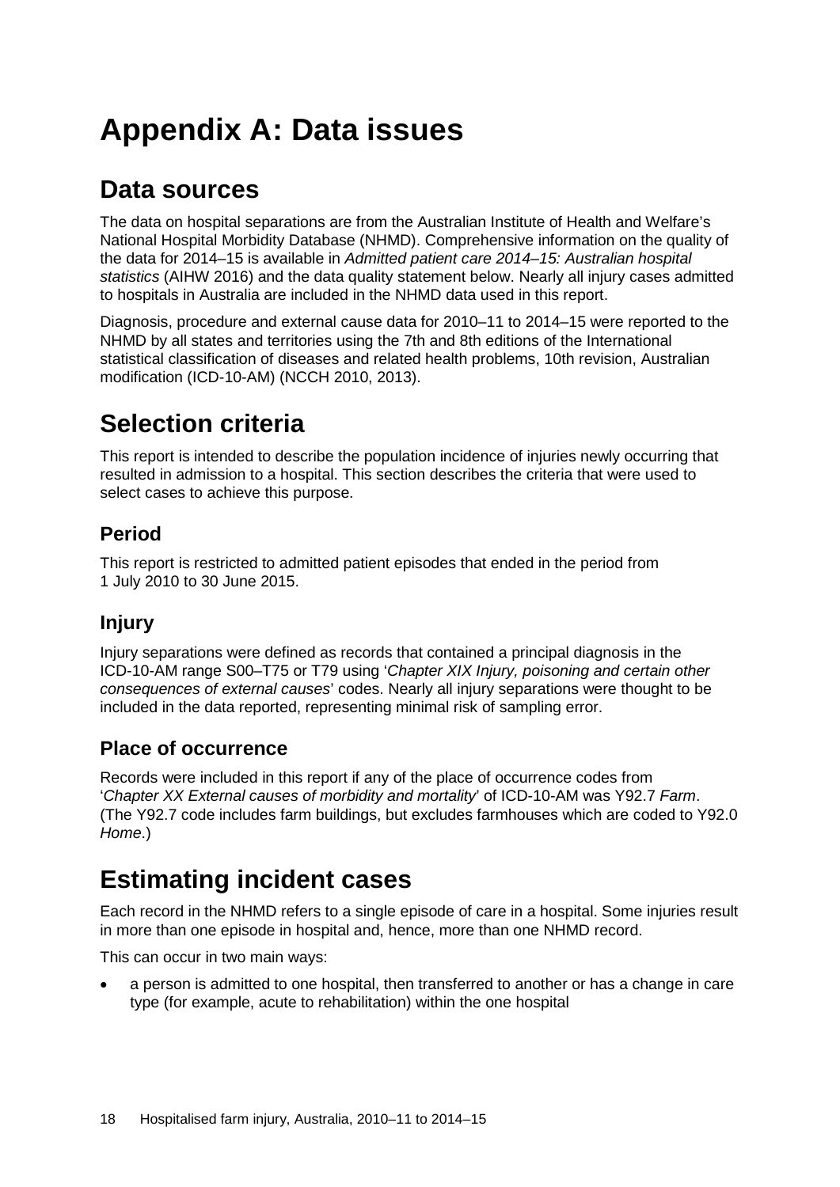# Appendix A: Data issues

## Data sources

The data on hospital separations are from the Australian Institute of Health and Welfare's National Hospital Morbidity Database (NHMD). Comprehensive information on the quality of the data for 2014–15 is available in *Admitted patient care 2014–15: Australian hospital statistics* (AIHW 2016) and the data quality statement below. Nearly all injury cases admitted to hospitals in Australia are included in the NHMD data used in this report.

Diagnosis, procedure and external cause data for 2010–11 to 2014–15 were reported to the NHMD by all states and territories using the 7th and 8th editions of the International statistical classification of diseases and related health problems, 10th revision, Australian modification (ICD-10-AM) (NCCH 2010, 2013).

# Selection criteria

This report is intended to describe the population incidence of injuries newly occurring that resulted in admission to a hospital. This section describes the criteria that were used to select cases to achieve this purpose.

### Period

This report is restricted to admitted patient episodes that ended in the period from 1 July 2010 to 30 June 2015.

### Injury

Injury separations were defined as records that contained a principal diagnosis in the ICD-10-AM range S00–T75 or T79 using '*Chapter XIX Injury, poisoning and certain other consequences of external causes*' codes. Nearly all injury separations were thought to be included in the data reported, representing minimal risk of sampling error.

### Place of occurrence

Records were included in this report if any of the place of occurrence codes from '*Chapter XX External causes of morbidity and mortality*' of ICD-10-AM was Y92.7 *Farm*. (The Y92.7 code includes farm buildings, but excludes farmhouses which are coded to Y92.0 *Home*.)

# Estimating incident cases

Each record in the NHMD refers to a single episode of care in a hospital. Some injuries result in more than one episode in hospital and, hence, more than one NHMD record.

This can occur in two main ways:

- a person is admitted to one hospital, then transferred to another or has a change in care type (for example, acute to rehabilitation) within the one hospital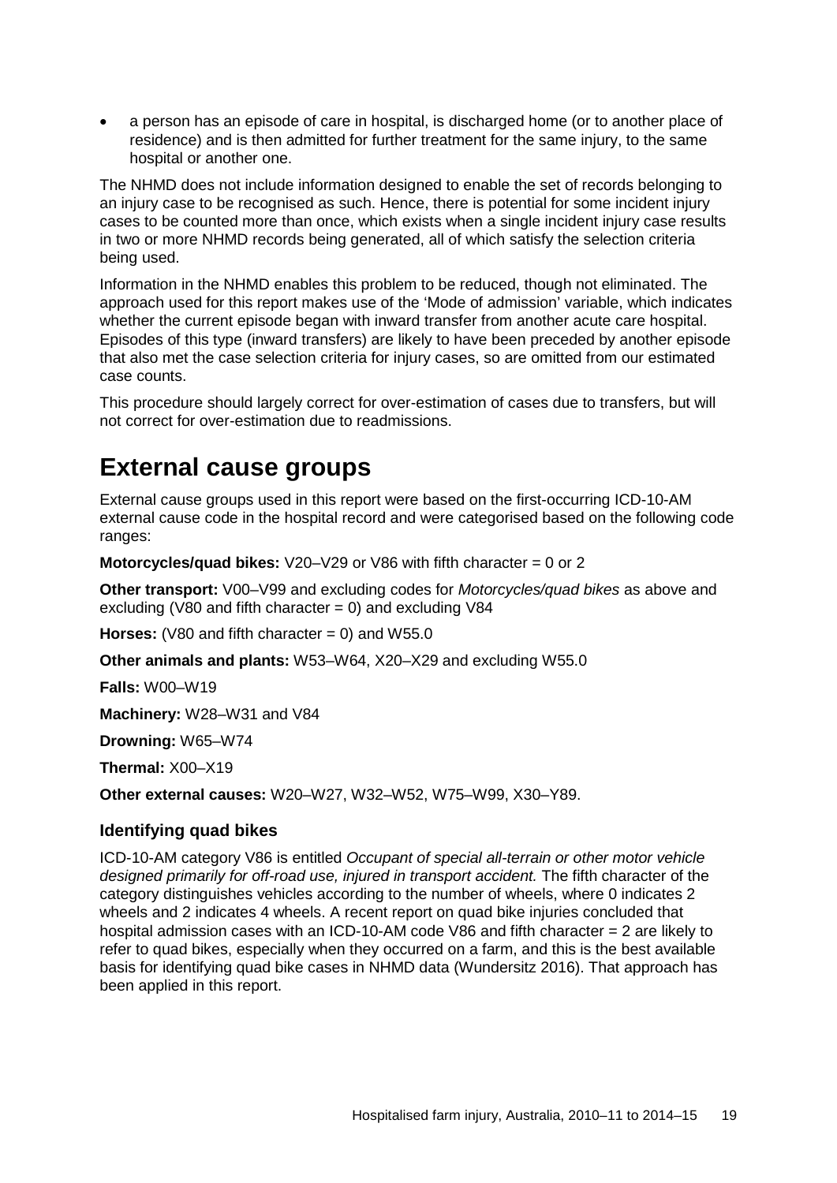- a person has an episode of care in hospital, is discharged home (or to another place of residence) and is then admitted for further treatment for the same injury, to the same hospital or another one.

The NHMD does not include information designed to enable the set of records belonging to an injury case to be recognised as such. Hence, there is potential for some incident injury cases to be counted more than once, which exists when a single incident injury case results in two or more NHMD records being generated, all of which satisfy the selection criteria being used.

Information in the NHMD enables this problem to be reduced, though not eliminated. The approach used for this report makes use of the 'Mode of admission' variable, which indicates whether the current episode began with inward transfer from another acute care hospital. Episodes of this type (inward transfers) are likely to have been preceded by another episode that also met the case selection criteria for injury cases, so are omitted from our estimated case counts.

This procedure should largely correct for over-estimation of cases due to transfers, but will not correct for over-estimation due to readmissions.

# External cause groups

External cause groups used in this report were based on the first-occurring ICD-10-AM external cause code in the hospital record and were categorised based on the following code ranges:

**Motorcycles/quad bikes:** V20–V29 or V86 with fifth character = 0 or 2

**Other transport:** V00–V99 and excluding codes for *Motorcycles/quad bikes* as above and excluding (V80 and fifth character = 0) and excluding V84

**Horses:** (V80 and fifth character = 0) and W55.0

**Other animals and plants:** W53–W64, X20–X29 and excluding W55.0

**Falls:** W00–W19

**Machinery:** W28–W31 and V84

**Drowning:** W65–W74

**Thermal:** X00–X19

**Other external causes:** W20–W27, W32–W52, W75–W99, X30–Y89.

### Identifying quad bikes

ICD-10-AM category V86 is entitled *Occupant of special all-terrain or other motor vehicle designed primarily for off-road use, injured in transport accident.* The fifth character of the category distinguishes vehicles according to the number of wheels, where 0 indicates 2 wheels and 2 indicates 4 wheels. A recent report on quad bike injuries concluded that hospital admission cases with an ICD-10-AM code V86 and fifth character = 2 are likely to refer to quad bikes, especially when they occurred on a farm, and this is the best available basis for identifying quad bike cases in NHMD data (Wundersitz 2016). That approach has been applied in this report.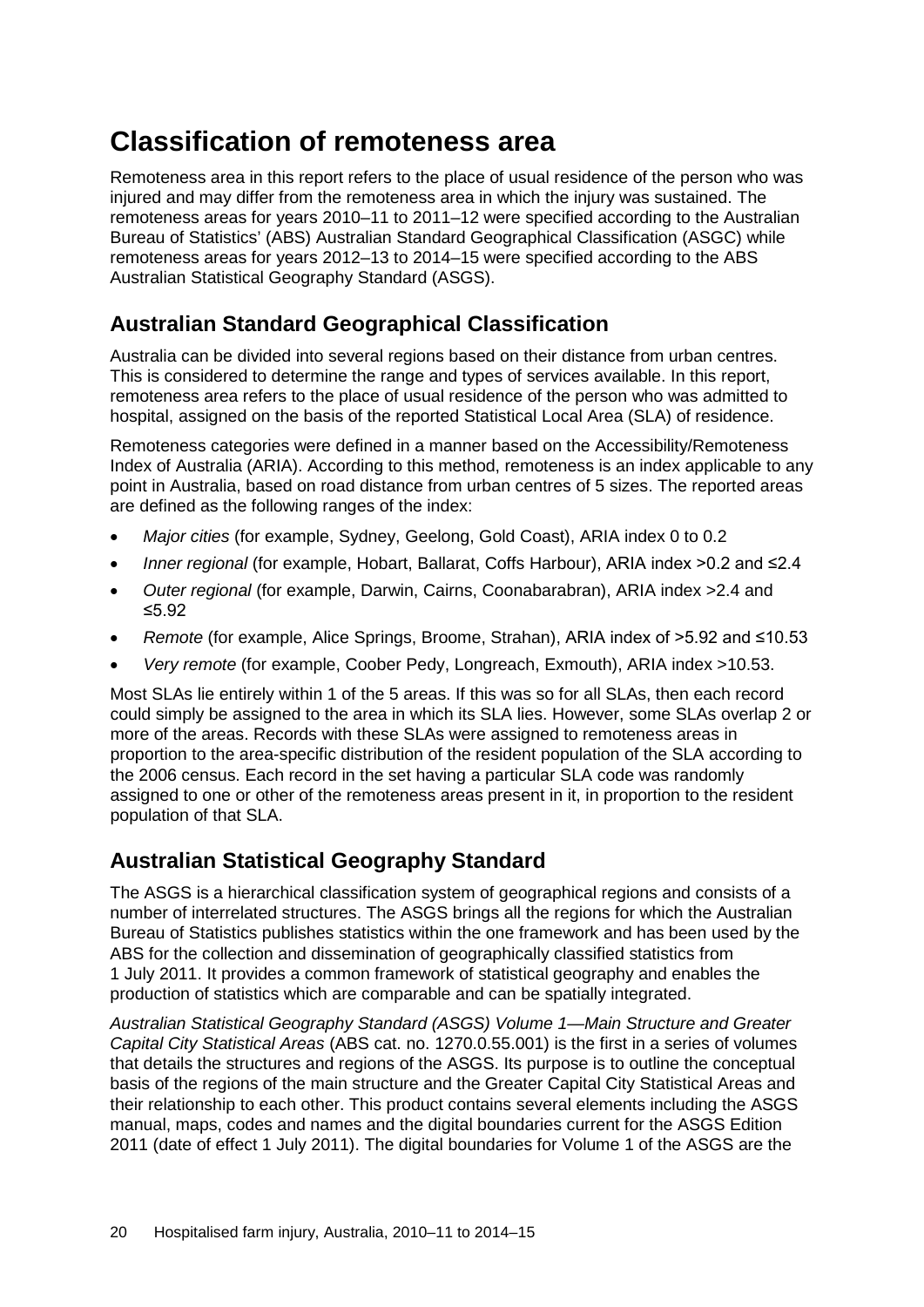# Classification of remoteness area

Remoteness area in this report refers to the place of usual residence of the person who was injured and may differ from the remoteness area in which the injury was sustained. The remoteness areas for years 2010–11 to 2011–12 were specified according to the Australian Bureau of Statistics' (ABS) Australian Standard Geographical Classification (ASGC) while remoteness areas for years 2012–13 to 2014–15 were specified according to the ABS Australian Statistical Geography Standard (ASGS).

## Australian Standard Geographical Classification

Australia can be divided into several regions based on their distance from urban centres. This is considered to determine the range and types of services available. In this report, remoteness area refers to the place of usual residence of the person who was admitted to hospital, assigned on the basis of the reported Statistical Local Area (SLA) of residence.

Remoteness categories were defined in a manner based on the Accessibility/Remoteness Index of Australia (ARIA). According to this method, remoteness is an index applicable to any point in Australia, based on road distance from urban centres of 5 sizes. The reported areas are defined as the following ranges of the index:

- *Major cities* (for example, Sydney, Geelong, Gold Coast), ARIA index 0 to 0.2
- *Inner regional* (for example, Hobart, Ballarat, Coffs Harbour), ARIA index >0.2 and ≤2.4
- *Outer regional* (for example, Darwin, Cairns, Coonabarabran), ARIA index >2.4 and ≤5.92
- *Remote* (for example, Alice Springs, Broome, Strahan), ARIA index of >5.92 and ≤10.53
- *Very remote* (for example, Coober Pedy, Longreach, Exmouth), ARIA index >10.53.

Most SLAs lie entirely within 1 of the 5 areas. If this was so for all SLAs, then each record could simply be assigned to the area in which its SLA lies. However, some SLAs overlap 2 or more of the areas. Records with these SLAs were assigned to remoteness areas in proportion to the area-specific distribution of the resident population of the SLA according to the 2006 census. Each record in the set having a particular SLA code was randomly assigned to one or other of the remoteness areas present in it, in proportion to the resident population of that SLA.

## Australian Statistical Geography Standard

The ASGS is a hierarchical classification system of geographical regions and consists of a number of interrelated structures. The ASGS brings all the regions for which the Australian Bureau of Statistics publishes statistics within the one framework and has been used by the ABS for the collection and dissemination of geographically classified statistics from 1 July 2011. It provides a common framework of statistical geography and enables the production of statistics which are comparable and can be spatially integrated.

*Australian Statistical Geography Standard (ASGS) Volume 1—Main Structure and Greater Capital City Statistical Areas* (ABS cat. no. 1270.0.55.001) is the first in a series of volumes that details the structures and regions of the ASGS. Its purpose is to outline the conceptual basis of the regions of the main structure and the Greater Capital City Statistical Areas and their relationship to each other. This product contains several elements including the ASGS manual, maps, codes and names and the digital boundaries current for the ASGS Edition 2011 (date of effect 1 July 2011). The digital boundaries for Volume 1 of the ASGS are the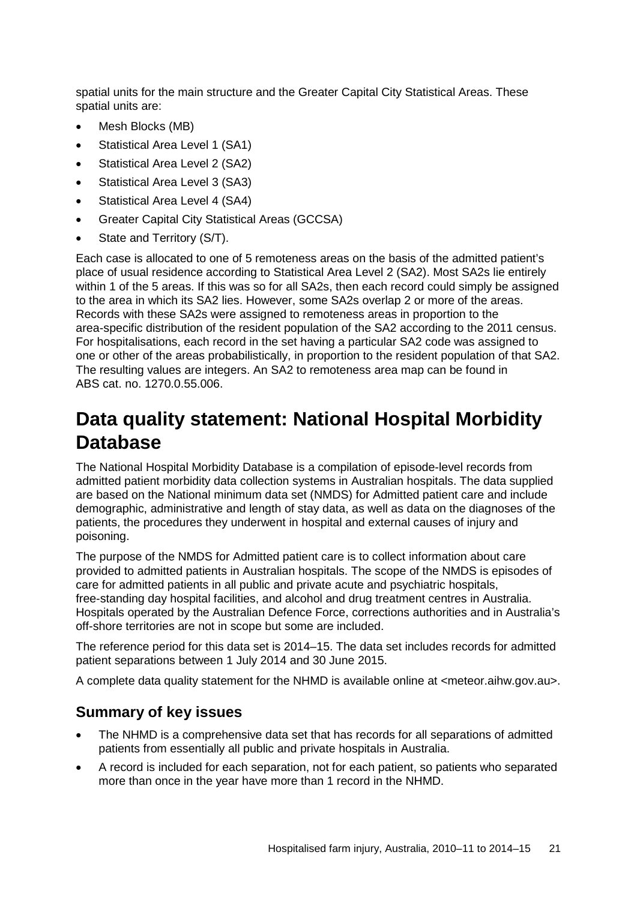spatial units for the main structure and the Greater Capital City Statistical Areas. These spatial units are:

- Mesh Blocks (MB)
- Statistical Area Level 1 (SA1)
- Statistical Area Level 2 (SA2)
- Statistical Area Level 3 (SA3)
- Statistical Area Level 4 (SA4)
- Greater Capital City Statistical Areas (GCCSA)
- State and Territory (S/T).

Each case is allocated to one of 5 remoteness areas on the basis of the admitted patient's place of usual residence according to Statistical Area Level 2 (SA2). Most SA2s lie entirely within 1 of the 5 areas. If this was so for all SA2s, then each record could simply be assigned to the area in which its SA2 lies. However, some SA2s overlap 2 or more of the areas. Records with these SA2s were assigned to remoteness areas in proportion to the area-specific distribution of the resident population of the SA2 according to the 2011 census. For hospitalisations, each record in the set having a particular SA2 code was assigned to one or other of the areas probabilistically, in proportion to the resident population of that SA2. The resulting values are integers. An SA2 to remoteness area map can be found in ABS cat. no. 1270.0.55.006.

# Data quality statement: National Hospital Morbidity Database

The National Hospital Morbidity Database is a compilation of episode-level records from admitted patient morbidity data collection systems in Australian hospitals. The data supplied are based on the National minimum data set (NMDS) for Admitted patient care and include demographic, administrative and length of stay data, as well as data on the diagnoses of the patients, the procedures they underwent in hospital and external causes of injury and poisoning.

The purpose of the NMDS for Admitted patient care is to collect information about care provided to admitted patients in Australian hospitals. The scope of the NMDS is episodes of care for admitted patients in all public and private acute and psychiatric hospitals, free-standing day hospital facilities, and alcohol and drug treatment centres in Australia. Hospitals operated by the Australian Defence Force, corrections authorities and in Australia's off-shore territories are not in scope but some are included.

The reference period for this data set is 2014–15. The data set includes records for admitted patient separations between 1 July 2014 and 30 June 2015.

A complete data quality statement for the NHMD is available online at <meteor.aihw.gov.au>.

## Summary of key issues

- The NHMD is a comprehensive data set that has records for all separations of admitted patients from essentially all public and private hospitals in Australia.
- A record is included for each separation, not for each patient, so patients who separated more than once in the year have more than 1 record in the NHMD.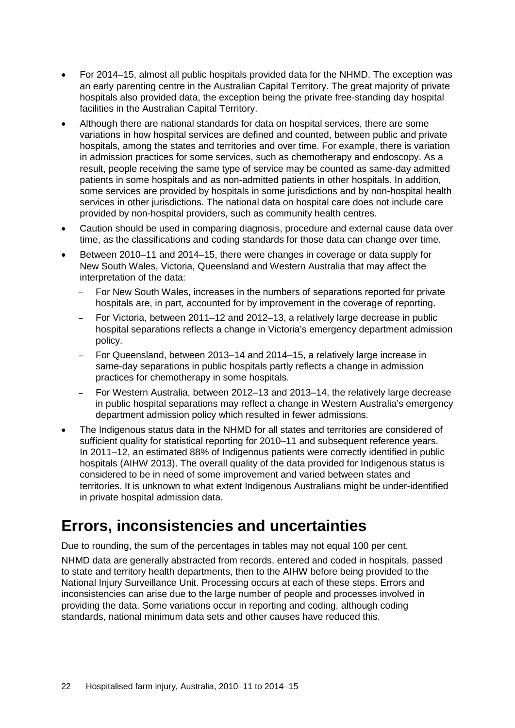- For 2014–15, almost all public hospitals provided data for the NHMD. The exception was an early parenting centre in the Australian Capital Territory. The great majority of private hospitals also provided data, the exception being the private free-standing day hospital facilities in the Australian Capital Territory.
- Although there are national standards for data on hospital services, there are some variations in how hospital services are defined and counted, between public and private hospitals, among the states and territories and over time. For example, there is variation in admission practices for some services, such as chemotherapy and endoscopy. As a result, people receiving the same type of service may be counted as same-day admitted patients in some hospitals and as non-admitted patients in other hospitals. In addition, some services are provided by hospitals in some jurisdictions and by non-hospital health services in other jurisdictions. The national data on hospital care does not include care provided by non-hospital providers, such as community health centres.
- Caution should be used in comparing diagnosis, procedure and external cause data over time, as the classifications and coding standards for those data can change over time.
- Between 2010–11 and 2014–15, there were changes in coverage or data supply for New South Wales, Victoria, Queensland and Western Australia that may affect the interpretation of the data:
  - For New South Wales, increases in the numbers of separations reported for private hospitals are, in part, accounted for by improvement in the coverage of reporting.
  - For Victoria, between 2011–12 and 2012–13, a relatively large decrease in public hospital separations reflects a change in Victoria's emergency department admission policy.
  - For Queensland, between 2013–14 and 2014–15, a relatively large increase in same-day separations in public hospitals partly reflects a change in admission practices for chemotherapy in some hospitals.
  - For Western Australia, between 2012–13 and 2013–14, the relatively large decrease in public hospital separations may reflect a change in Western Australia's emergency department admission policy which resulted in fewer admissions.
- The Indigenous status data in the NHMD for all states and territories are considered of sufficient quality for statistical reporting for 2010–11 and subsequent reference years. In 2011–12, an estimated 88% of Indigenous patients were correctly identified in public hospitals (AIHW 2013). The overall quality of the data provided for Indigenous status is considered to be in need of some improvement and varied between states and territories. It is unknown to what extent Indigenous Australians might be under-identified in private hospital admission data.

# Errors, inconsistencies and uncertainties

Due to rounding, the sum of the percentages in tables may not equal 100 per cent.

NHMD data are generally abstracted from records, entered and coded in hospitals, passed to state and territory health departments, then to the AIHW before being provided to the National Injury Surveillance Unit. Processing occurs at each of these steps. Errors and inconsistencies can arise due to the large number of people and processes involved in providing the data. Some variations occur in reporting and coding, although coding standards, national minimum data sets and other causes have reduced this.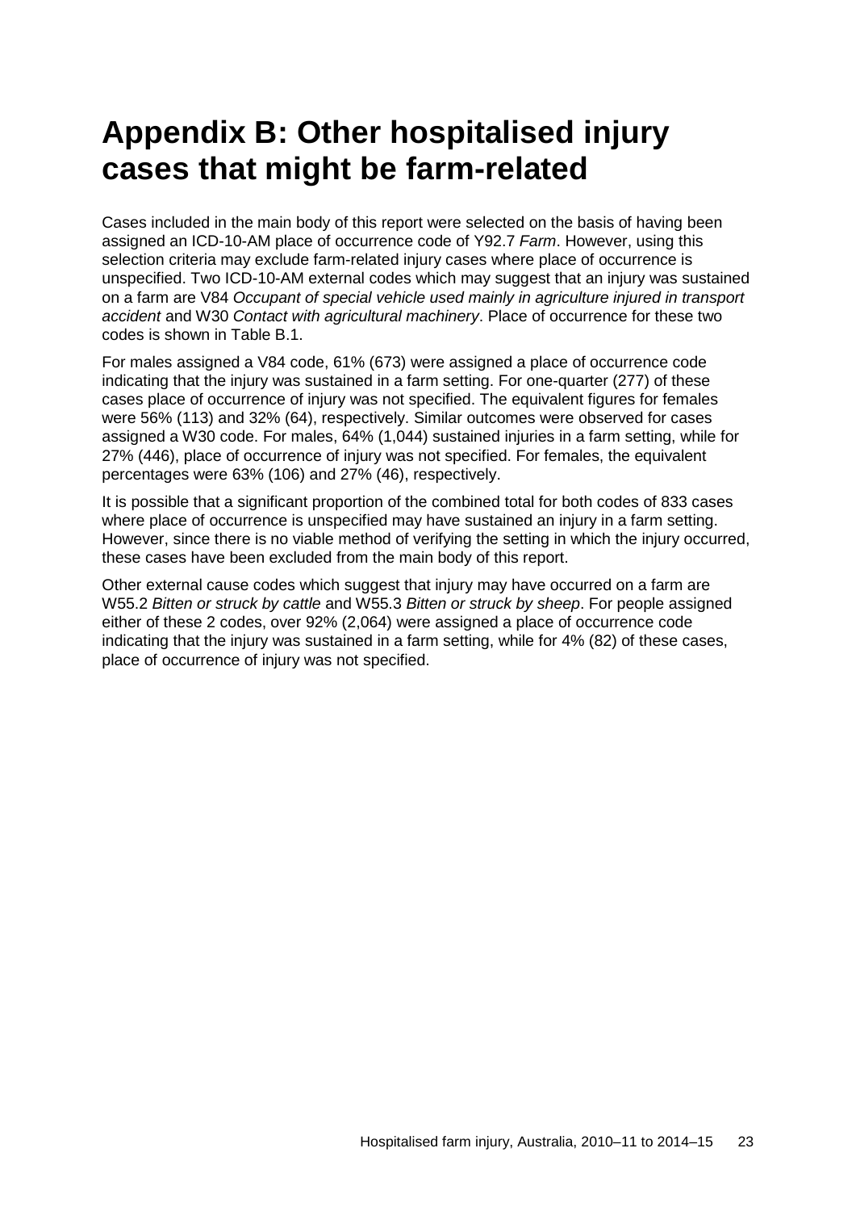# Appendix B: Other hospitalised injury cases that might be farm-related

Cases included in the main body of this report were selected on the basis of having been assigned an ICD-10-AM place of occurrence code of Y92.7 *Farm*. However, using this selection criteria may exclude farm-related injury cases where place of occurrence is unspecified. Two ICD-10-AM external codes which may suggest that an injury was sustained on a farm are V84 *Occupant of special vehicle used mainly in agriculture injured in transport accident* and W30 *Contact with agricultural machinery*. Place of occurrence for these two codes is shown in Table B.1.

For males assigned a V84 code, 61% (673) were assigned a place of occurrence code indicating that the injury was sustained in a farm setting. For one-quarter (277) of these cases place of occurrence of injury was not specified. The equivalent figures for females were 56% (113) and 32% (64), respectively. Similar outcomes were observed for cases assigned a W30 code. For males, 64% (1,044) sustained injuries in a farm setting, while for 27% (446), place of occurrence of injury was not specified. For females, the equivalent percentages were 63% (106) and 27% (46), respectively.

It is possible that a significant proportion of the combined total for both codes of 833 cases where place of occurrence is unspecified may have sustained an injury in a farm setting. However, since there is no viable method of verifying the setting in which the injury occurred, these cases have been excluded from the main body of this report.

Other external cause codes which suggest that injury may have occurred on a farm are W55.2 *Bitten or struck by cattle* and W55.3 *Bitten or struck by sheep*. For people assigned either of these 2 codes, over 92% (2,064) were assigned a place of occurrence code indicating that the injury was sustained in a farm setting, while for 4% (82) of these cases, place of occurrence of injury was not specified.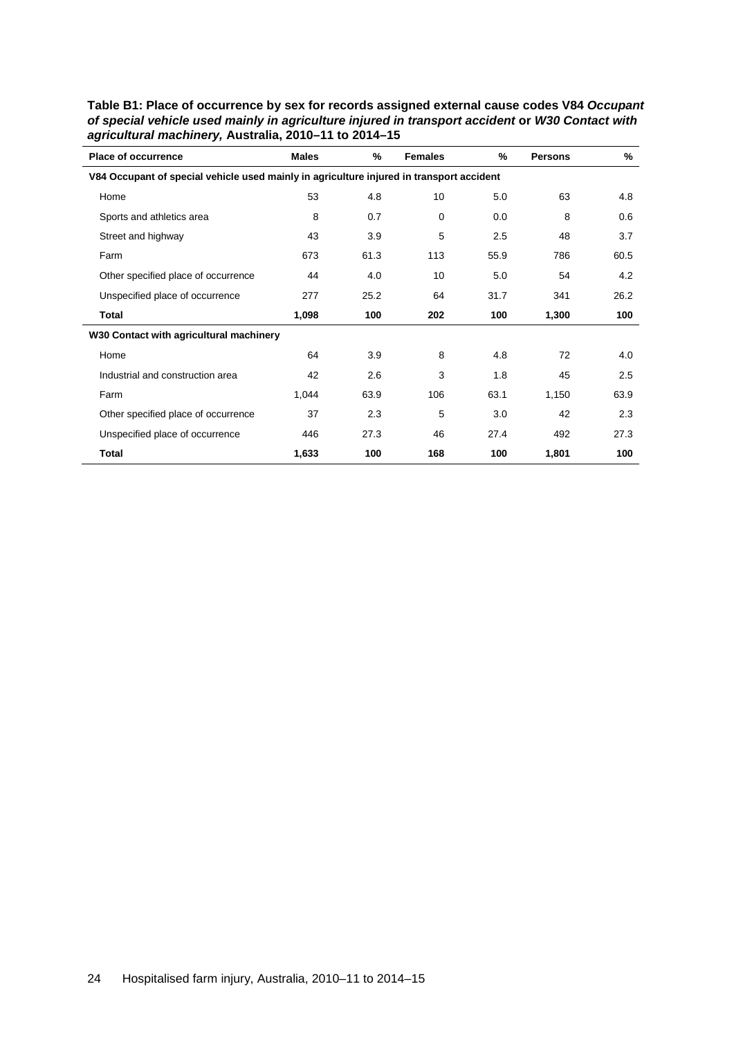**Table B1: Place of occurrence by sex for records assigned external cause codes V84 *Occupant of special vehicle used mainly in agriculture injured in transport accident* or *W30 Contact with agricultural machinery,* Australia, 2010–11 to 2014–15**

| Place of occurrence | Males | % | Females | % | Persons | % |
|---|---|---|---|---|---|---|
| **V84 Occupant of special vehicle used mainly in agriculture injured in transport accident** | | | | | | |
| Home | 53 | 4.8 | 10 | 5.0 | 63 | 4.8 |
| Sports and athletics area | 8 | 0.7 | 0 | 0.0 | 8 | 0.6 |
| Street and highway | 43 | 3.9 | 5 | 2.5 | 48 | 3.7 |
| Farm | 673 | 61.3 | 113 | 55.9 | 786 | 60.5 |
| Other specified place of occurrence | 44 | 4.0 | 10 | 5.0 | 54 | 4.2 |
| Unspecified place of occurrence | 277 | 25.2 | 64 | 31.7 | 341 | 26.2 |
| **Total** | **1,098** | **100** | **202** | **100** | **1,300** | **100** |
| **W30 Contact with agricultural machinery** | | | | | | |
| Home | 64 | 3.9 | 8 | 4.8 | 72 | 4.0 |
| Industrial and construction area | 42 | 2.6 | 3 | 1.8 | 45 | 2.5 |
| Farm | 1,044 | 63.9 | 106 | 63.1 | 1,150 | 63.9 |
| Other specified place of occurrence | 37 | 2.3 | 5 | 3.0 | 42 | 2.3 |
| Unspecified place of occurrence | 446 | 27.3 | 46 | 27.4 | 492 | 27.3 |
| **Total** | **1,633** | **100** | **168** | **100** | **1,801** | **100** |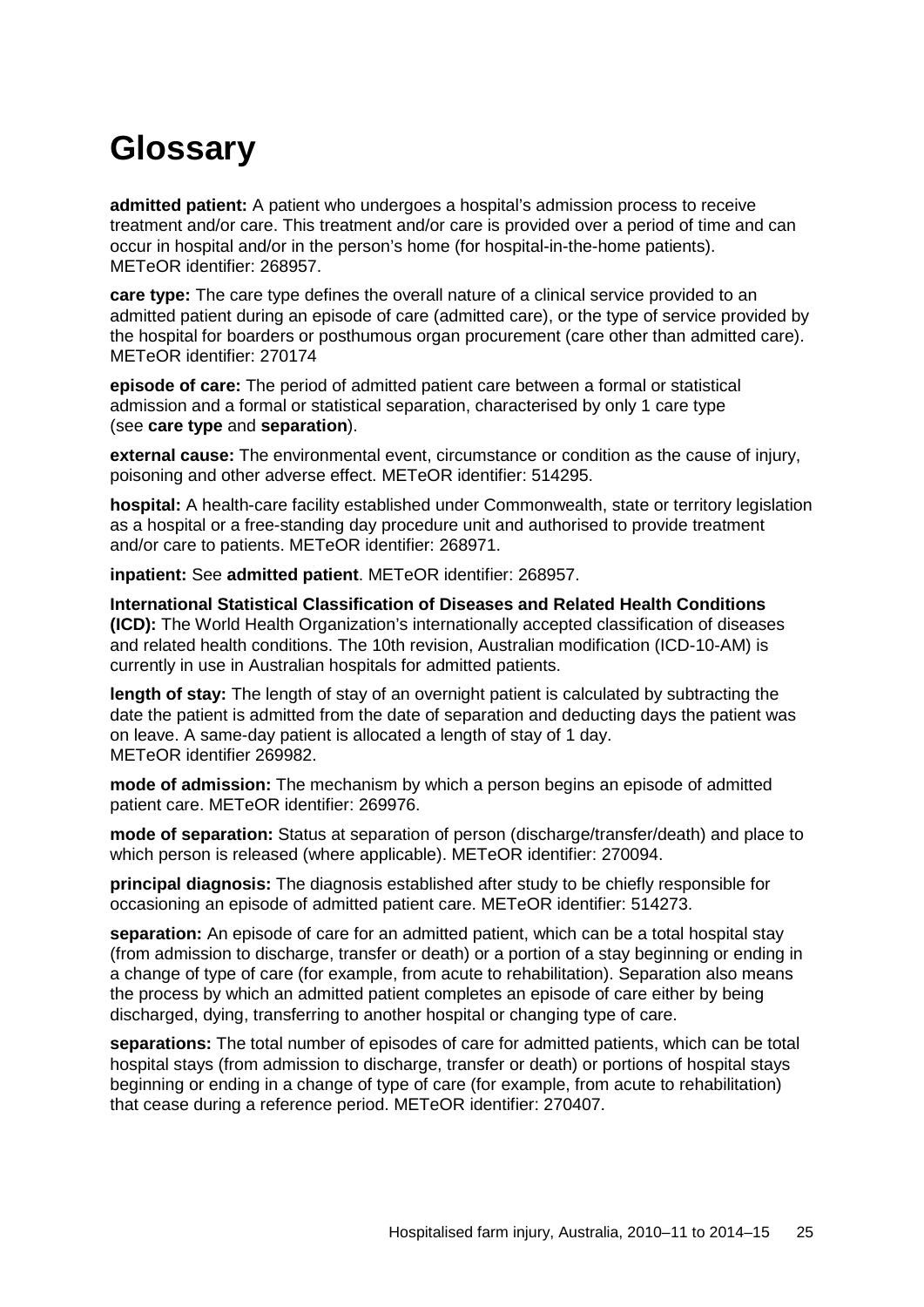# Glossary

**admitted patient:** A patient who undergoes a hospital's admission process to receive treatment and/or care. This treatment and/or care is provided over a period of time and can occur in hospital and/or in the person's home (for hospital-in-the-home patients). METeOR identifier: 268957.

**care type:** The care type defines the overall nature of a clinical service provided to an admitted patient during an episode of care (admitted care), or the type of service provided by the hospital for boarders or posthumous organ procurement (care other than admitted care). METeOR identifier: 270174

**episode of care:** The period of admitted patient care between a formal or statistical admission and a formal or statistical separation, characterised by only 1 care type (see **care type** and **separation**).

**external cause:** The environmental event, circumstance or condition as the cause of injury, poisoning and other adverse effect. METeOR identifier: 514295.

**hospital:** A health-care facility established under Commonwealth, state or territory legislation as a hospital or a free-standing day procedure unit and authorised to provide treatment and/or care to patients. METeOR identifier: 268971.

**inpatient:** See **admitted patient**. METeOR identifier: 268957.

**International Statistical Classification of Diseases and Related Health Conditions (ICD):** The World Health Organization's internationally accepted classification of diseases and related health conditions. The 10th revision, Australian modification (ICD-10-AM) is currently in use in Australian hospitals for admitted patients.

**length of stay:** The length of stay of an overnight patient is calculated by subtracting the date the patient is admitted from the date of separation and deducting days the patient was on leave. A same-day patient is allocated a length of stay of 1 day. METeOR identifier 269982.

**mode of admission:** The mechanism by which a person begins an episode of admitted patient care. METeOR identifier: 269976.

**mode of separation:** Status at separation of person (discharge/transfer/death) and place to which person is released (where applicable). METeOR identifier: 270094.

**principal diagnosis:** The diagnosis established after study to be chiefly responsible for occasioning an episode of admitted patient care. METeOR identifier: 514273.

**separation:** An episode of care for an admitted patient, which can be a total hospital stay (from admission to discharge, transfer or death) or a portion of a stay beginning or ending in a change of type of care (for example, from acute to rehabilitation). Separation also means the process by which an admitted patient completes an episode of care either by being discharged, dying, transferring to another hospital or changing type of care.

**separations:** The total number of episodes of care for admitted patients, which can be total hospital stays (from admission to discharge, transfer or death) or portions of hospital stays beginning or ending in a change of type of care (for example, from acute to rehabilitation) that cease during a reference period. METeOR identifier: 270407.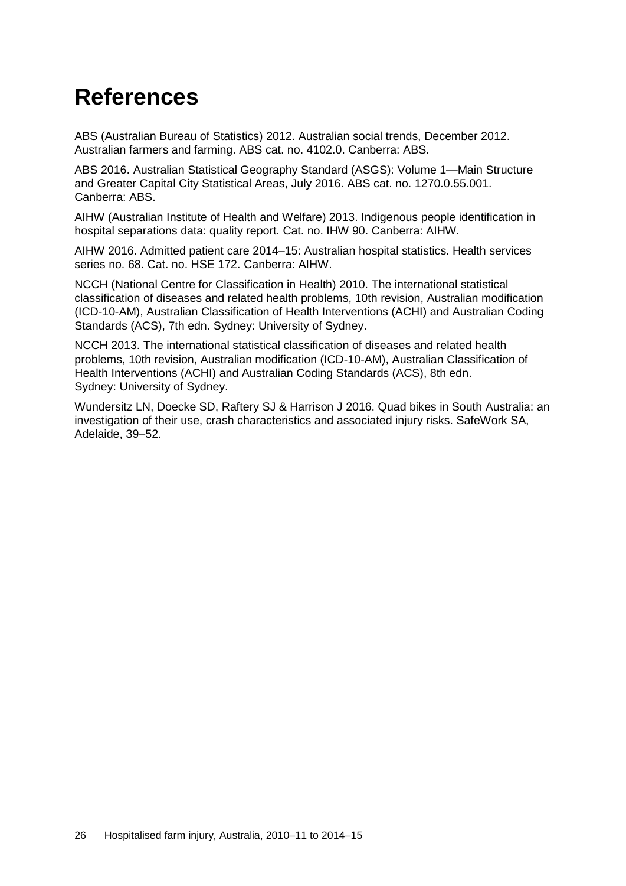# References

ABS (Australian Bureau of Statistics) 2012. Australian social trends, December 2012. Australian farmers and farming. ABS cat. no. 4102.0. Canberra: ABS.

ABS 2016. Australian Statistical Geography Standard (ASGS): Volume 1—Main Structure and Greater Capital City Statistical Areas, July 2016. ABS cat. no. 1270.0.55.001. Canberra: ABS.

AIHW (Australian Institute of Health and Welfare) 2013. Indigenous people identification in hospital separations data: quality report. Cat. no. IHW 90. Canberra: AIHW.

AIHW 2016. Admitted patient care 2014–15: Australian hospital statistics. Health services series no. 68. Cat. no. HSE 172. Canberra: AIHW.

NCCH (National Centre for Classification in Health) 2010. The international statistical classification of diseases and related health problems, 10th revision, Australian modification (ICD-10-AM), Australian Classification of Health Interventions (ACHI) and Australian Coding Standards (ACS), 7th edn. Sydney: University of Sydney.

NCCH 2013. The international statistical classification of diseases and related health problems, 10th revision, Australian modification (ICD-10-AM), Australian Classification of Health Interventions (ACHI) and Australian Coding Standards (ACS), 8th edn. Sydney: University of Sydney.

Wundersitz LN, Doecke SD, Raftery SJ & Harrison J 2016. Quad bikes in South Australia: an investigation of their use, crash characteristics and associated injury risks. SafeWork SA, Adelaide, 39–52.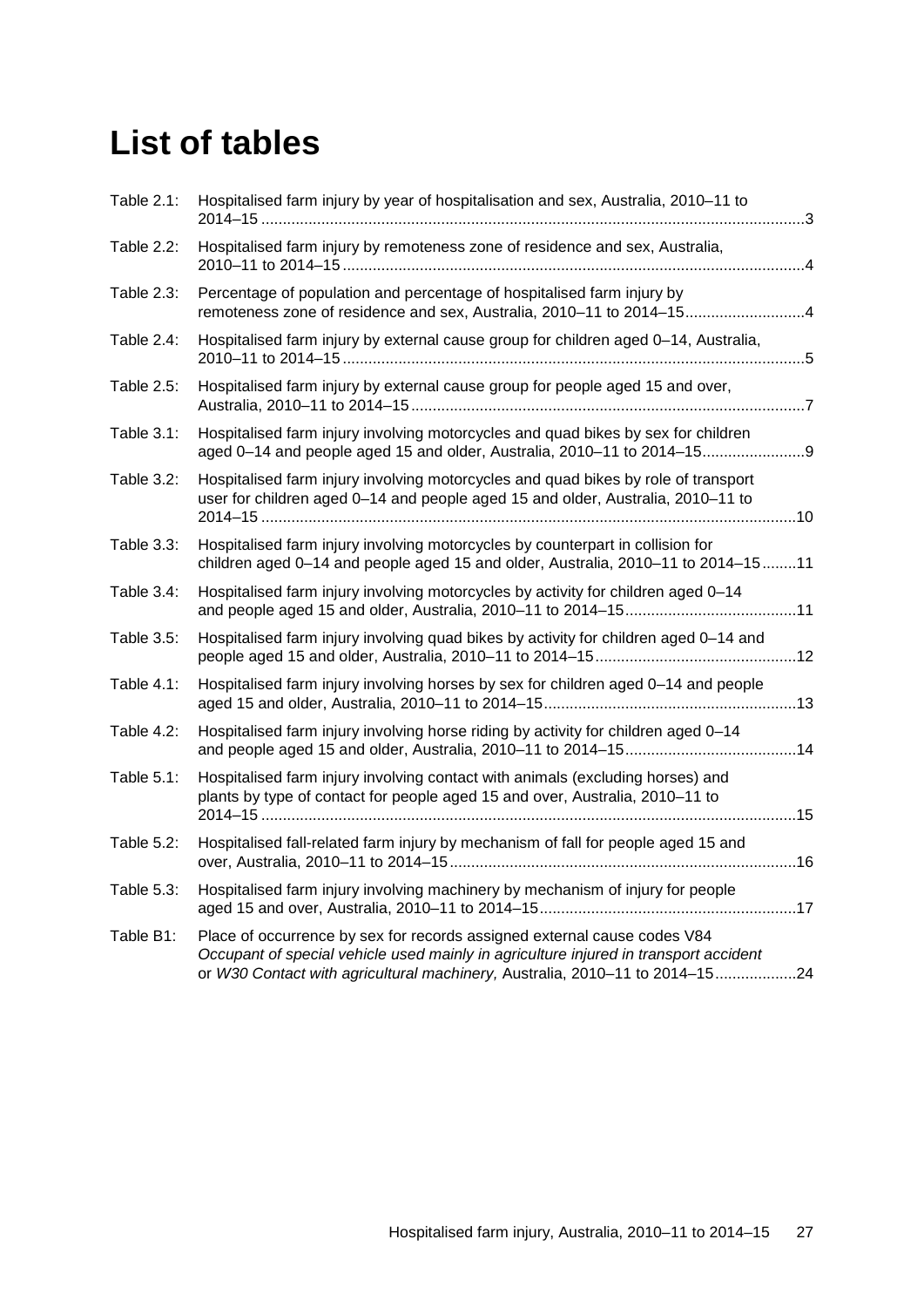# List of tables

Table 2.1: Hospitalised farm injury by year of hospitalisation and sex, Australia, 2010–11 to 2014–15 .......... 3

Table 2.2: Hospitalised farm injury by remoteness zone of residence and sex, Australia, 2010–11 to 2014–15 .......... 4

Table 2.3: Percentage of population and percentage of hospitalised farm injury by remoteness zone of residence and sex, Australia, 2010–11 to 2014–15 .......... 4

Table 2.4: Hospitalised farm injury by external cause group for children aged 0–14, Australia, 2010–11 to 2014–15 .......... 5

Table 2.5: Hospitalised farm injury by external cause group for people aged 15 and over, Australia, 2010–11 to 2014–15 .......... 7

Table 3.1: Hospitalised farm injury involving motorcycles and quad bikes by sex for children aged 0–14 and people aged 15 and older, Australia, 2010–11 to 2014–15 .......... 9

Table 3.2: Hospitalised farm injury involving motorcycles and quad bikes by role of transport user for children aged 0–14 and people aged 15 and older, Australia, 2010–11 to 2014–15 .......... 10

Table 3.3: Hospitalised farm injury involving motorcycles by counterpart in collision for children aged 0–14 and people aged 15 and older, Australia, 2010–11 to 2014–15 .......... 11

Table 3.4: Hospitalised farm injury involving motorcycles by activity for children aged 0–14 and people aged 15 and older, Australia, 2010–11 to 2014–15 .......... 11

Table 3.5: Hospitalised farm injury involving quad bikes by activity for children aged 0–14 and people aged 15 and older, Australia, 2010–11 to 2014–15 .......... 12

Table 4.1: Hospitalised farm injury involving horses by sex for children aged 0–14 and people aged 15 and older, Australia, 2010–11 to 2014–15 .......... 13

Table 4.2: Hospitalised farm injury involving horse riding by activity for children aged 0–14 and people aged 15 and older, Australia, 2010–11 to 2014–15 .......... 14

Table 5.1: Hospitalised farm injury involving contact with animals (excluding horses) and plants by type of contact for people aged 15 and over, Australia, 2010–11 to 2014–15 .......... 15

Table 5.2: Hospitalised fall-related farm injury by mechanism of fall for people aged 15 and over, Australia, 2010–11 to 2014–15 .......... 16

Table 5.3: Hospitalised farm injury involving machinery by mechanism of injury for people aged 15 and over, Australia, 2010–11 to 2014–15 .......... 17

Table B1: Place of occurrence by sex for records assigned external cause codes V84 *Occupant of special vehicle used mainly in agriculture injured in transport accident* or *W30 Contact with agricultural machinery,* Australia, 2010–11 to 2014–15 .......... 24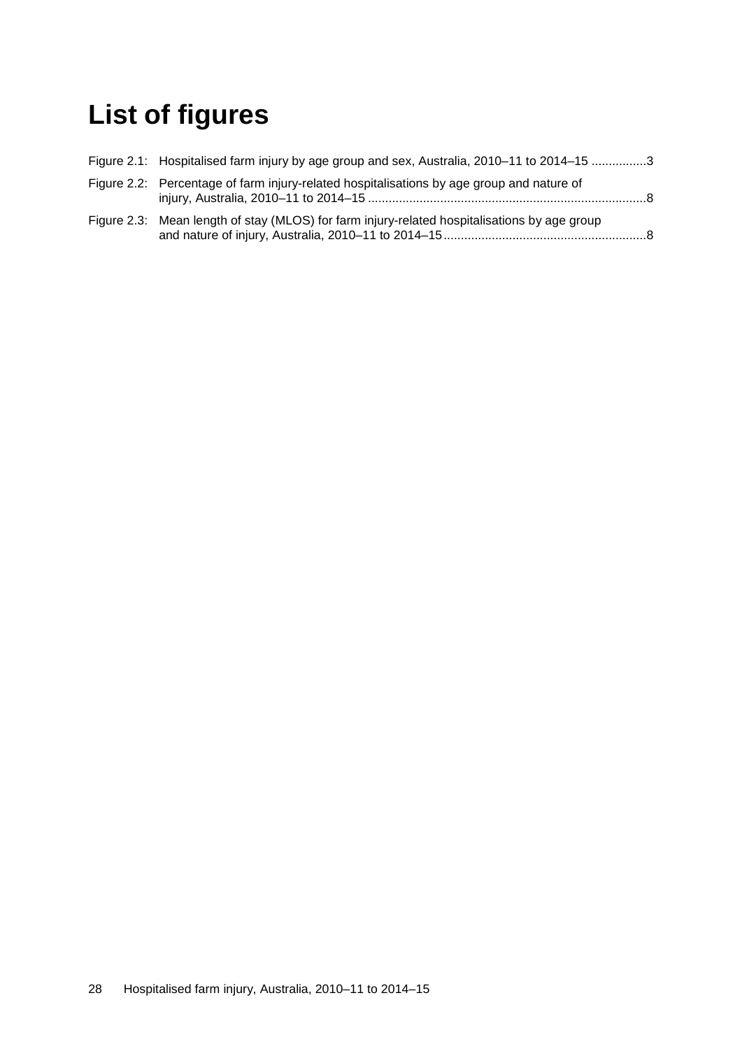# List of figures

Figure 2.1: Hospitalised farm injury by age group and sex, Australia, 2010–11 to 2014–15 ................3

Figure 2.2: Percentage of farm injury-related hospitalisations by age group and nature of injury, Australia, 2010–11 to 2014–15 ................................................................................8

Figure 2.3: Mean length of stay (MLOS) for farm injury-related hospitalisations by age group and nature of injury, Australia, 2010–11 to 2014–15..........................................................8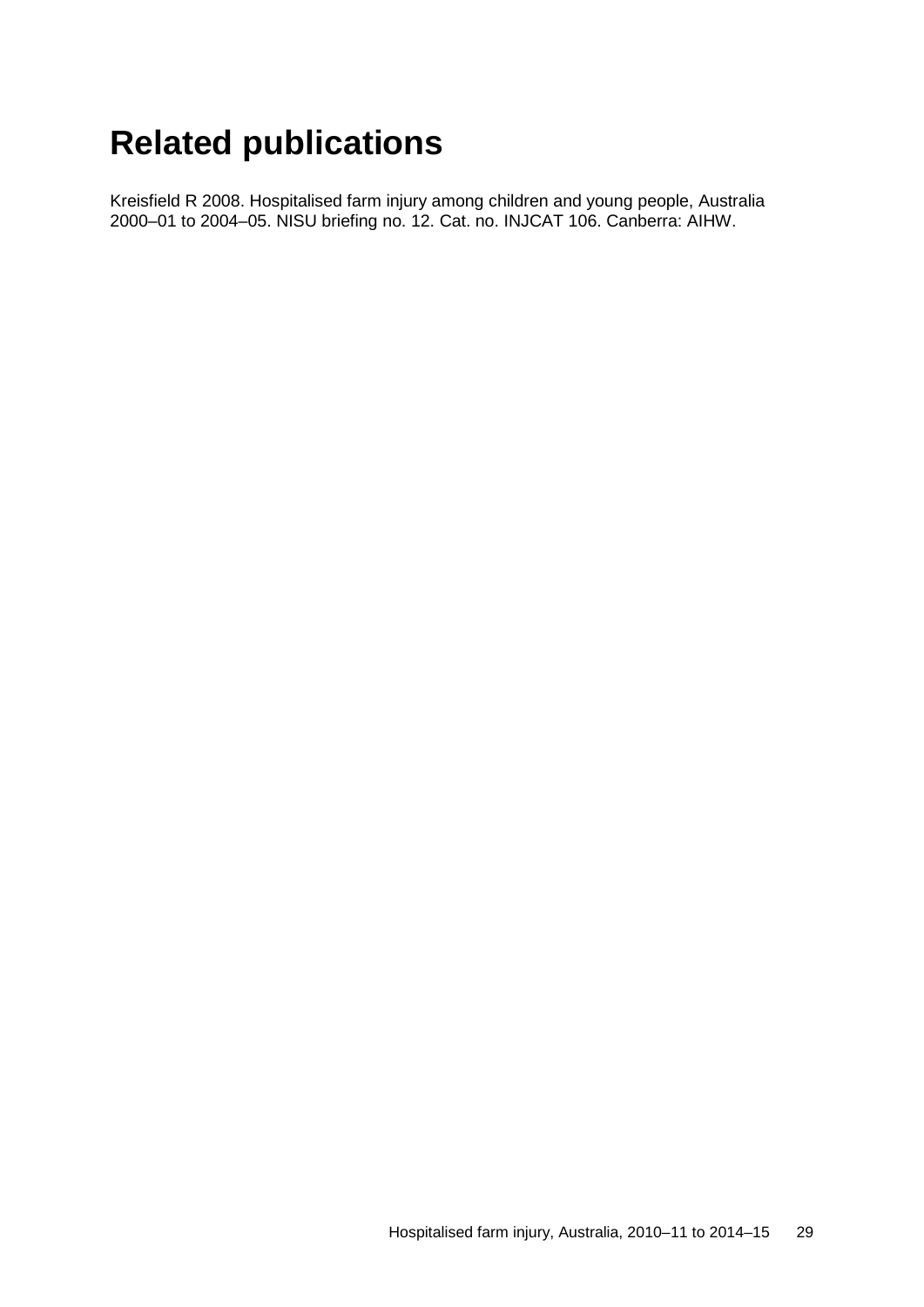# Related publications

Kreisfield R 2008. Hospitalised farm injury among children and young people, Australia 2000–01 to 2004–05. NISU briefing no. 12. Cat. no. INJCAT 106. Canberra: AIHW.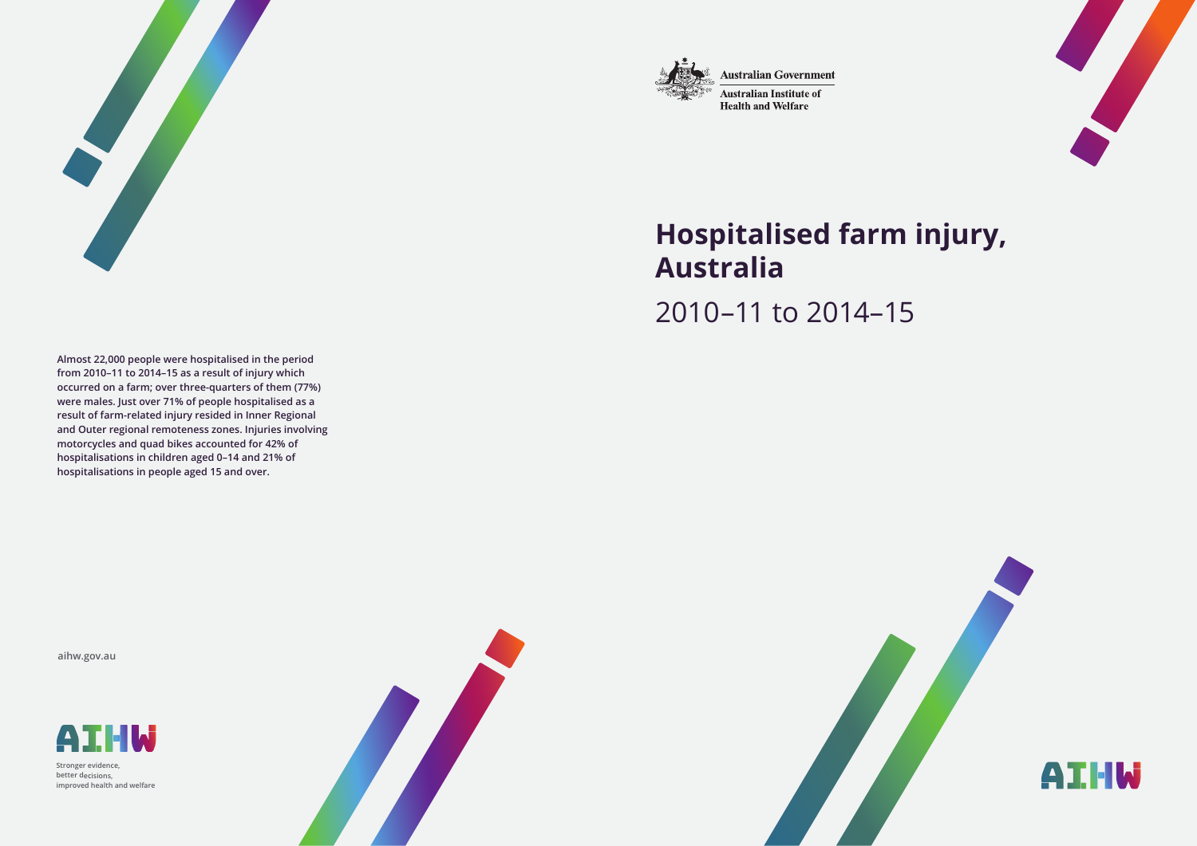Australian Government

Australian Institute of Health and Welfare

# Hospitalised farm injury, Australia

## 2010–11 to 2014–15

**Almost 22,000 people were hospitalised in the period from 2010–11 to 2014–15 as a result of injury which occurred on a farm; over three-quarters of them (77%) were males. Just over 71% of people hospitalised as a result of farm-related injury resided in Inner Regional and Outer regional remoteness zones. Injuries involving motorcycles and quad bikes accounted for 42% of hospitalisations in children aged 0–14 and 21% of hospitalisations in people aged 15 and over.**

aihw.gov.au

AIHW

Stronger evidence,
better decisions,
improved health and welfare